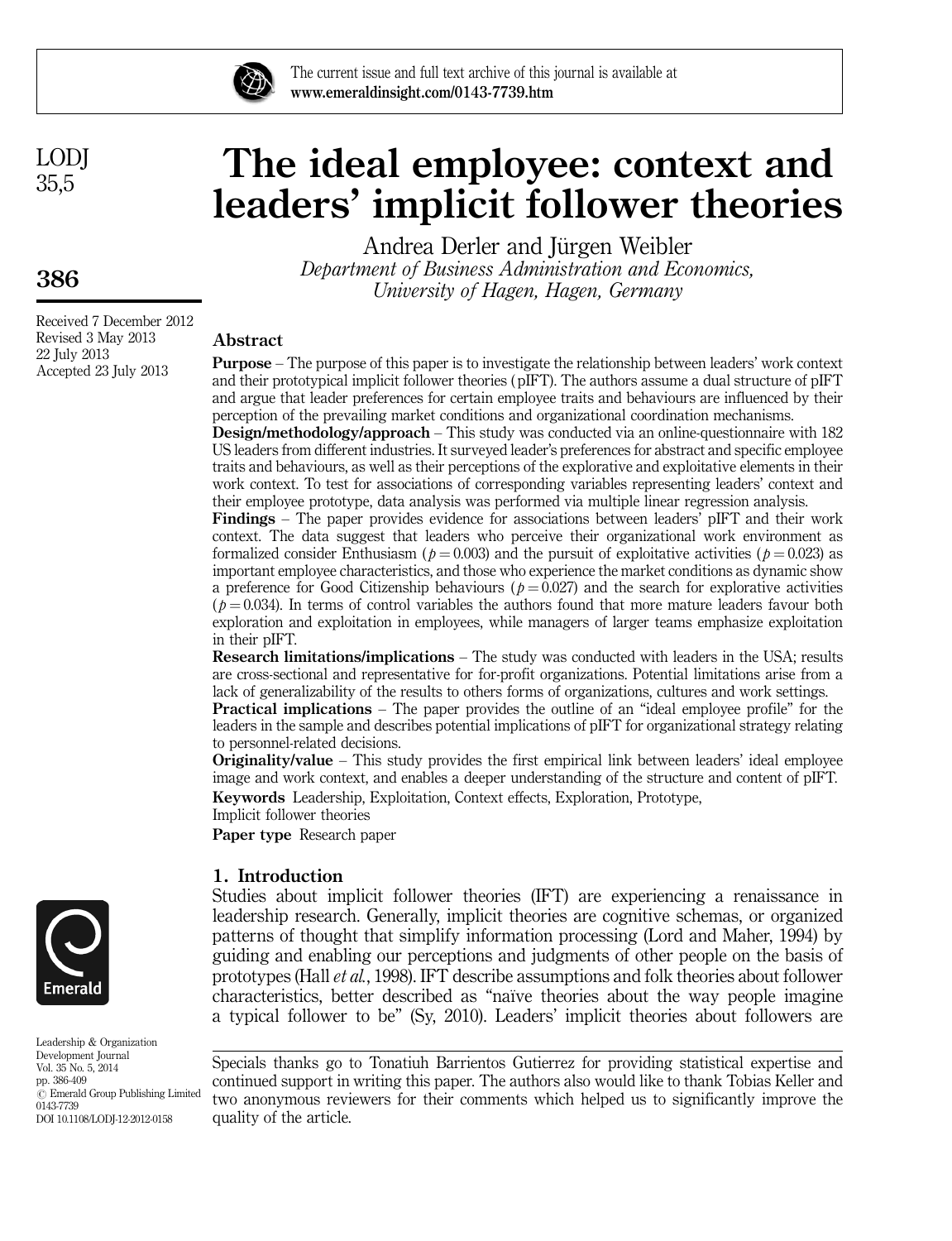# The ideal employee: context and leaders' implicit follower theories

Andrea Derler and Jürgen Weibler

*Department of Business Administration and Economics, University of Hagen, Hagen, Germany*

Received 7 December 2012
Revised 3 May 2013
22 July 2013
Accepted 23 July 2013

## Abstract

**Purpose** – The purpose of this paper is to investigate the relationship between leaders' work context and their prototypical implicit follower theories (pIFT). The authors assume a dual structure of pIFT and argue that leader preferences for certain employee traits and behaviours are influenced by their perception of the prevailing market conditions and organizational coordination mechanisms.

**Design/methodology/approach** – This study was conducted via an online-questionnaire with 182 US leaders from different industries. It surveyed leader's preferences for abstract and specific employee traits and behaviours, as well as their perceptions of the explorative and exploitative elements in their work context. To test for associations of corresponding variables representing leaders' context and their employee prototype, data analysis was performed via multiple linear regression analysis.

**Findings** – The paper provides evidence for associations between leaders' pIFT and their work context. The data suggest that leaders who perceive their organizational work environment as formalized consider Enthusiasm ($p = 0.003$) and the pursuit of exploitative activities ($p = 0.023$) as important employee characteristics, and those who experience the market conditions as dynamic show a preference for Good Citizenship behaviours ($p = 0.027$) and the search for explorative activities ($p = 0.034$). In terms of control variables the authors found that more mature leaders favour both exploration and exploitation in employees, while managers of larger teams emphasize exploitation in their pIFT.

**Research limitations/implications** – The study was conducted with leaders in the USA; results are cross-sectional and representative for for-profit organizations. Potential limitations arise from a lack of generalizability of the results to others forms of organizations, cultures and work settings.

**Practical implications** – The paper provides the outline of an "ideal employee profile" for the leaders in the sample and describes potential implications of pIFT for organizational strategy relating to personnel-related decisions.

**Originality/value** – This study provides the first empirical link between leaders' ideal employee image and work context, and enables a deeper understanding of the structure and content of pIFT.

**Keywords** Leadership, Exploitation, Context effects, Exploration, Prototype, Implicit follower theories

**Paper type** Research paper

## 1. Introduction

Studies about implicit follower theories (IFT) are experiencing a renaissance in leadership research. Generally, implicit theories are cognitive schemas, or organized patterns of thought that simplify information processing (Lord and Maher, 1994) by guiding and enabling our perceptions and judgments of other people on the basis of prototypes (Hall *et al.*, 1998). IFT describe assumptions and folk theories about follower characteristics, better described as "naïve theories about the way people imagine a typical follower to be" (Sy, 2010). Leaders' implicit theories about followers are

Specials thanks go to Tonatiuh Barrientos Gutierrez for providing statistical expertise and continued support in writing this paper. The authors also would like to thank Tobias Keller and two anonymous reviewers for their comments which helped us to significantly improve the quality of the article.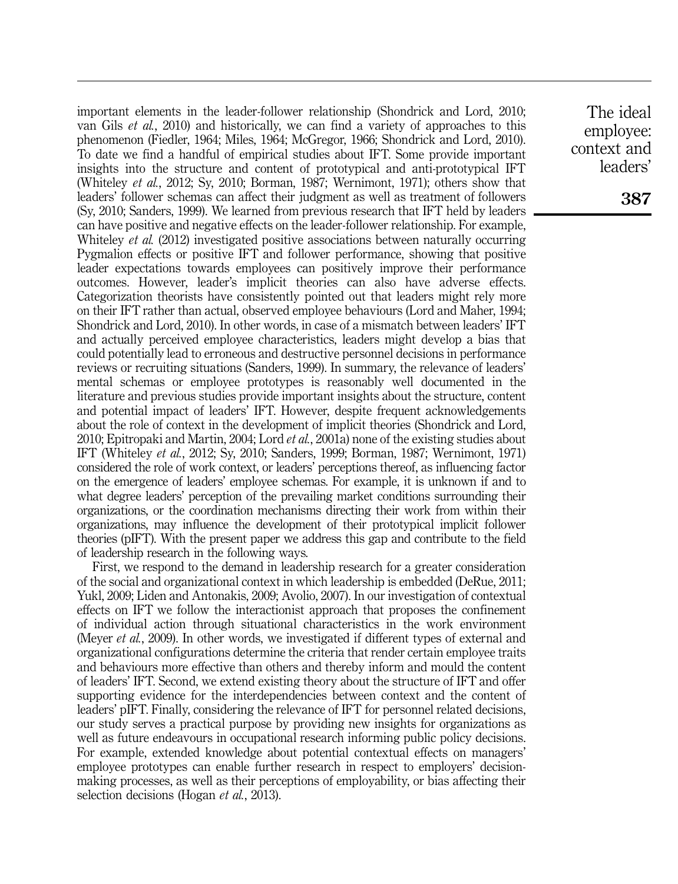important elements in the leader-follower relationship (Shondrick and Lord, 2010; van Gils *et al.*, 2010) and historically, we can find a variety of approaches to this phenomenon (Fiedler, 1964; Miles, 1964; McGregor, 1966; Shondrick and Lord, 2010). To date we find a handful of empirical studies about IFT. Some provide important insights into the structure and content of prototypical and anti-prototypical IFT (Whiteley *et al.*, 2012; Sy, 2010; Borman, 1987; Wernimont, 1971); others show that leaders' follower schemas can affect their judgment as well as treatment of followers (Sy, 2010; Sanders, 1999). We learned from previous research that IFT held by leaders can have positive and negative effects on the leader-follower relationship. For example, Whiteley *et al.* (2012) investigated positive associations between naturally occurring Pygmalion effects or positive IFT and follower performance, showing that positive leader expectations towards employees can positively improve their performance outcomes. However, leader's implicit theories can also have adverse effects. Categorization theorists have consistently pointed out that leaders might rely more on their IFT rather than actual, observed employee behaviours (Lord and Maher, 1994; Shondrick and Lord, 2010). In other words, in case of a mismatch between leaders' IFT and actually perceived employee characteristics, leaders might develop a bias that could potentially lead to erroneous and destructive personnel decisions in performance reviews or recruiting situations (Sanders, 1999). In summary, the relevance of leaders' mental schemas or employee prototypes is reasonably well documented in the literature and previous studies provide important insights about the structure, content and potential impact of leaders' IFT. However, despite frequent acknowledgements about the role of context in the development of implicit theories (Shondrick and Lord, 2010; Epitropaki and Martin, 2004; Lord *et al.*, 2001a) none of the existing studies about IFT (Whiteley *et al.*, 2012; Sy, 2010; Sanders, 1999; Borman, 1987; Wernimont, 1971) considered the role of work context, or leaders' perceptions thereof, as influencing factor on the emergence of leaders' employee schemas. For example, it is unknown if and to what degree leaders' perception of the prevailing market conditions surrounding their organizations, or the coordination mechanisms directing their work from within their organizations, may influence the development of their prototypical implicit follower theories (pIFT). With the present paper we address this gap and contribute to the field of leadership research in the following ways.

First, we respond to the demand in leadership research for a greater consideration of the social and organizational context in which leadership is embedded (DeRue, 2011; Yukl, 2009; Liden and Antonakis, 2009; Avolio, 2007). In our investigation of contextual effects on IFT we follow the interactionist approach that proposes the confinement of individual action through situational characteristics in the work environment (Meyer *et al.*, 2009). In other words, we investigated if different types of external and organizational configurations determine the criteria that render certain employee traits and behaviours more effective than others and thereby inform and mould the content of leaders' IFT. Second, we extend existing theory about the structure of IFT and offer supporting evidence for the interdependencies between context and the content of leaders' pIFT. Finally, considering the relevance of IFT for personnel related decisions, our study serves a practical purpose by providing new insights for organizations as well as future endeavours in occupational research informing public policy decisions. For example, extended knowledge about potential contextual effects on managers' employee prototypes can enable further research in respect to employers' decision-making processes, as well as their perceptions of employability, or bias affecting their selection decisions (Hogan *et al.*, 2013).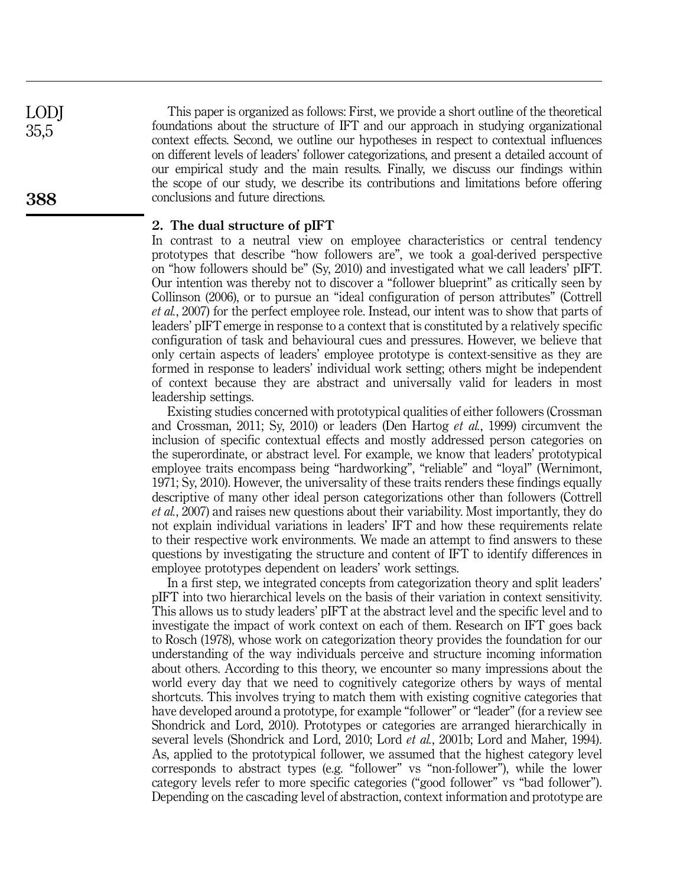This paper is organized as follows: First, we provide a short outline of the theoretical foundations about the structure of IFT and our approach in studying organizational context effects. Second, we outline our hypotheses in respect to contextual influences on different levels of leaders' follower categorizations, and present a detailed account of our empirical study and the main results. Finally, we discuss our findings within the scope of our study, we describe its contributions and limitations before offering conclusions and future directions.

## 2. The dual structure of pIFT

In contrast to a neutral view on employee characteristics or central tendency prototypes that describe "how followers are", we took a goal-derived perspective on "how followers should be" (Sy, 2010) and investigated what we call leaders' pIFT. Our intention was thereby not to discover a "follower blueprint" as critically seen by Collinson (2006), or to pursue an "ideal configuration of person attributes" (Cottrell *et al.*, 2007) for the perfect employee role. Instead, our intent was to show that parts of leaders' pIFT emerge in response to a context that is constituted by a relatively specific configuration of task and behavioural cues and pressures. However, we believe that only certain aspects of leaders' employee prototype is context-sensitive as they are formed in response to leaders' individual work setting; others might be independent of context because they are abstract and universally valid for leaders in most leadership settings.

Existing studies concerned with prototypical qualities of either followers (Crossman and Crossman, 2011; Sy, 2010) or leaders (Den Hartog *et al.*, 1999) circumvent the inclusion of specific contextual effects and mostly addressed person categories on the superordinate, or abstract level. For example, we know that leaders' prototypical employee traits encompass being "hardworking", "reliable" and "loyal" (Wernimont, 1971; Sy, 2010). However, the universality of these traits renders these findings equally descriptive of many other ideal person categorizations other than followers (Cottrell *et al.*, 2007) and raises new questions about their variability. Most importantly, they do not explain individual variations in leaders' IFT and how these requirements relate to their respective work environments. We made an attempt to find answers to these questions by investigating the structure and content of IFT to identify differences in employee prototypes dependent on leaders' work settings.

In a first step, we integrated concepts from categorization theory and split leaders' pIFT into two hierarchical levels on the basis of their variation in context sensitivity. This allows us to study leaders' pIFT at the abstract level and the specific level and to investigate the impact of work context on each of them. Research on IFT goes back to Rosch (1978), whose work on categorization theory provides the foundation for our understanding of the way individuals perceive and structure incoming information about others. According to this theory, we encounter so many impressions about the world every day that we need to cognitively categorize others by ways of mental shortcuts. This involves trying to match them with existing cognitive categories that have developed around a prototype, for example "follower" or "leader" (for a review see Shondrick and Lord, 2010). Prototypes or categories are arranged hierarchically in several levels (Shondrick and Lord, 2010; Lord *et al.*, 2001b; Lord and Maher, 1994). As, applied to the prototypical follower, we assumed that the highest category level corresponds to abstract types (e.g. "follower" vs "non-follower"), while the lower category levels refer to more specific categories ("good follower" vs "bad follower"). Depending on the cascading level of abstraction, context information and prototype are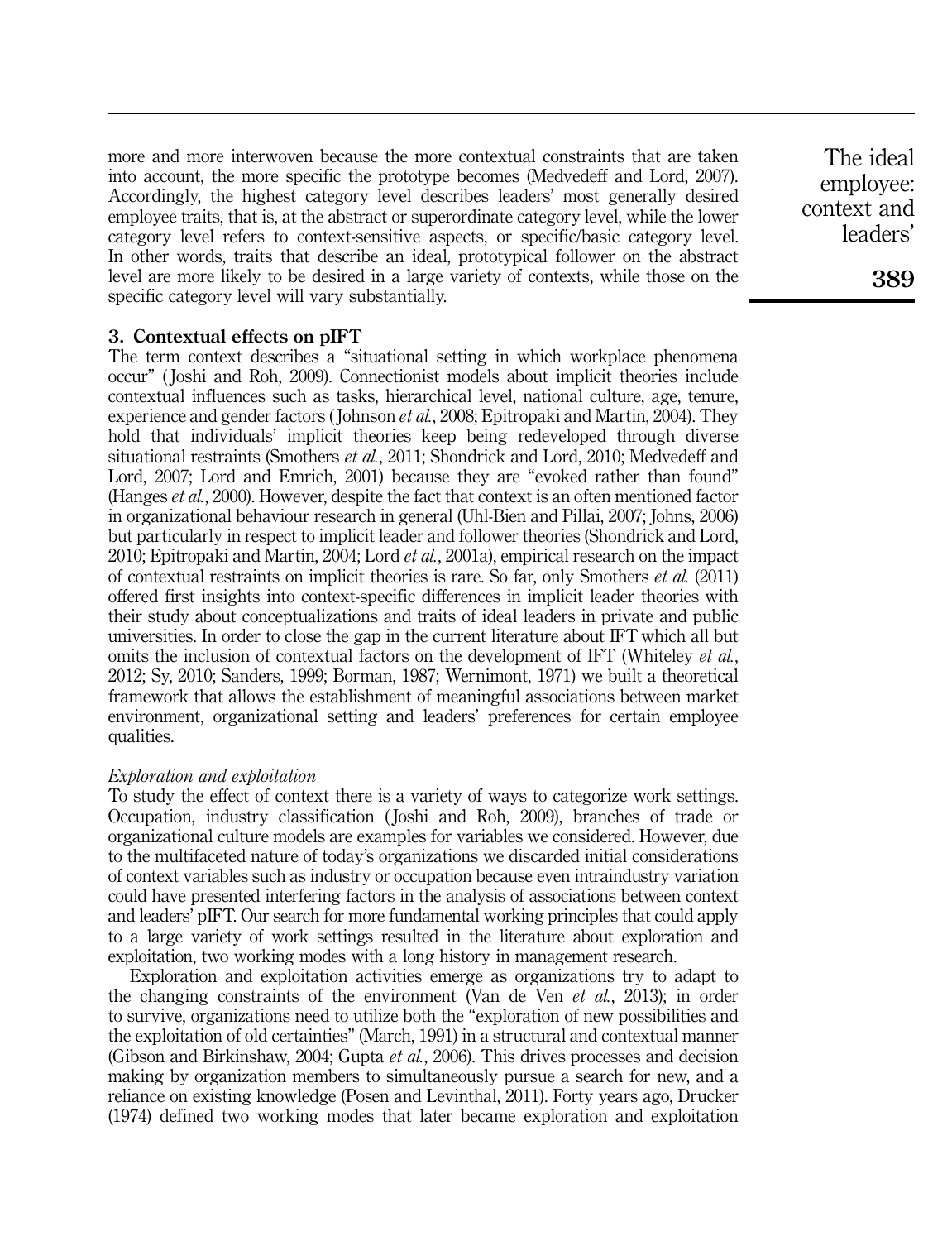more and more interwoven because the more contextual constraints that are taken into account, the more specific the prototype becomes (Medvedeff and Lord, 2007). Accordingly, the highest category level describes leaders' most generally desired employee traits, that is, at the abstract or superordinate category level, while the lower category level refers to context-sensitive aspects, or specific/basic category level. In other words, traits that describe an ideal, prototypical follower on the abstract level are more likely to be desired in a large variety of contexts, while those on the specific category level will vary substantially.

## 3. Contextual effects on pIFT

The term context describes a "situational setting in which workplace phenomena occur" (Joshi and Roh, 2009). Connectionist models about implicit theories include contextual influences such as tasks, hierarchical level, national culture, age, tenure, experience and gender factors (Johnson *et al.*, 2008; Epitropaki and Martin, 2004). They hold that individuals' implicit theories keep being redeveloped through diverse situational restraints (Smothers *et al.*, 2011; Shondrick and Lord, 2010; Medvedeff and Lord, 2007; Lord and Emrich, 2001) because they are "evoked rather than found" (Hanges *et al.*, 2000). However, despite the fact that context is an often mentioned factor in organizational behaviour research in general (Uhl-Bien and Pillai, 2007; Johns, 2006) but particularly in respect to implicit leader and follower theories (Shondrick and Lord, 2010; Epitropaki and Martin, 2004; Lord *et al.*, 2001a), empirical research on the impact of contextual restraints on implicit theories is rare. So far, only Smothers *et al.* (2011) offered first insights into context-specific differences in implicit leader theories with their study about conceptualizations and traits of ideal leaders in private and public universities. In order to close the gap in the current literature about IFT which all but omits the inclusion of contextual factors on the development of IFT (Whiteley *et al.*, 2012; Sy, 2010; Sanders, 1999; Borman, 1987; Wernimont, 1971) we built a theoretical framework that allows the establishment of meaningful associations between market environment, organizational setting and leaders' preferences for certain employee qualities.

### *Exploration and exploitation*

To study the effect of context there is a variety of ways to categorize work settings. Occupation, industry classification (Joshi and Roh, 2009), branches of trade or organizational culture models are examples for variables we considered. However, due to the multifaceted nature of today's organizations we discarded initial considerations of context variables such as industry or occupation because even intraindustry variation could have presented interfering factors in the analysis of associations between context and leaders' pIFT. Our search for more fundamental working principles that could apply to a large variety of work settings resulted in the literature about exploration and exploitation, two working modes with a long history in management research.

Exploration and exploitation activities emerge as organizations try to adapt to the changing constraints of the environment (Van de Ven *et al.*, 2013); in order to survive, organizations need to utilize both the "exploration of new possibilities and the exploitation of old certainties" (March, 1991) in a structural and contextual manner (Gibson and Birkinshaw, 2004; Gupta *et al.*, 2006). This drives processes and decision making by organization members to simultaneously pursue a search for new, and a reliance on existing knowledge (Posen and Levinthal, 2011). Forty years ago, Drucker (1974) defined two working modes that later became exploration and exploitation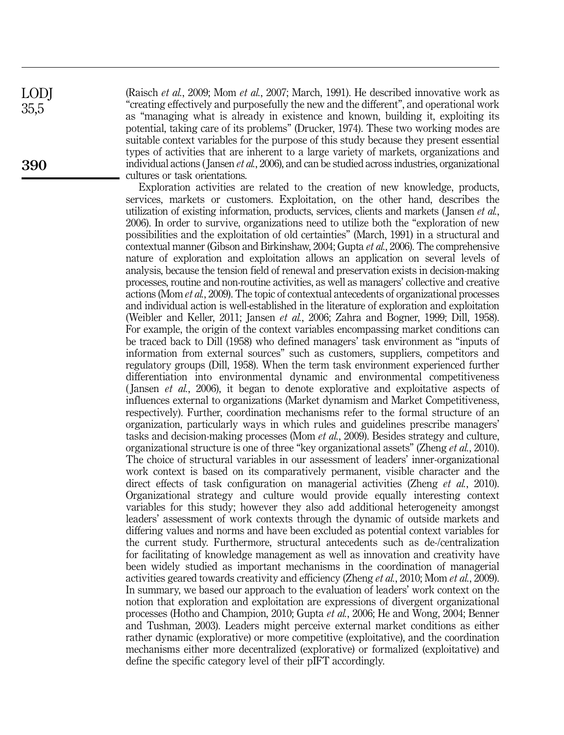(Raisch *et al.*, 2009; Mom *et al.*, 2007; March, 1991). He described innovative work as "creating effectively and purposefully the new and the different", and operational work as "managing what is already in existence and known, building it, exploiting its potential, taking care of its problems" (Drucker, 1974). These two working modes are suitable context variables for the purpose of this study because they present essential types of activities that are inherent to a large variety of markets, organizations and individual actions (Jansen *et al.*, 2006), and can be studied across industries, organizational cultures or task orientations.

Exploration activities are related to the creation of new knowledge, products, services, markets or customers. Exploitation, on the other hand, describes the utilization of existing information, products, services, clients and markets (Jansen *et al.*, 2006). In order to survive, organizations need to utilize both the "exploration of new possibilities and the exploitation of old certainties" (March, 1991) in a structural and contextual manner (Gibson and Birkinshaw, 2004; Gupta *et al.*, 2006). The comprehensive nature of exploration and exploitation allows an application on several levels of analysis, because the tension field of renewal and preservation exists in decision-making processes, routine and non-routine activities, as well as managers' collective and creative actions (Mom *et al.*, 2009). The topic of contextual antecedents of organizational processes and individual action is well-established in the literature of exploration and exploitation (Weibler and Keller, 2011; Jansen *et al.*, 2006; Zahra and Bogner, 1999; Dill, 1958). For example, the origin of the context variables encompassing market conditions can be traced back to Dill (1958) who defined managers' task environment as "inputs of information from external sources" such as customers, suppliers, competitors and regulatory groups (Dill, 1958). When the term task environment experienced further differentiation into environmental dynamic and environmental competitiveness (Jansen *et al.*, 2006), it began to denote explorative and exploitative aspects of influences external to organizations (Market dynamism and Market Competitiveness, respectively). Further, coordination mechanisms refer to the formal structure of an organization, particularly ways in which rules and guidelines prescribe managers' tasks and decision-making processes (Mom *et al.*, 2009). Besides strategy and culture, organizational structure is one of three "key organizational assets" (Zheng *et al.*, 2010). The choice of structural variables in our assessment of leaders' inner-organizational work context is based on its comparatively permanent, visible character and the direct effects of task configuration on managerial activities (Zheng *et al.*, 2010). Organizational strategy and culture would provide equally interesting context variables for this study; however they also add additional heterogeneity amongst leaders' assessment of work contexts through the dynamic of outside markets and differing values and norms and have been excluded as potential context variables for the current study. Furthermore, structural antecedents such as de-/centralization for facilitating of knowledge management as well as innovation and creativity have been widely studied as important mechanisms in the coordination of managerial activities geared towards creativity and efficiency (Zheng *et al.*, 2010; Mom *et al.*, 2009). In summary, we based our approach to the evaluation of leaders' work context on the notion that exploration and exploitation are expressions of divergent organizational processes (Hotho and Champion, 2010; Gupta *et al.*, 2006; He and Wong, 2004; Benner and Tushman, 2003). Leaders might perceive external market conditions as either rather dynamic (explorative) or more competitive (exploitative), and the coordination mechanisms either more decentralized (explorative) or formalized (exploitative) and define the specific category level of their pIFT accordingly.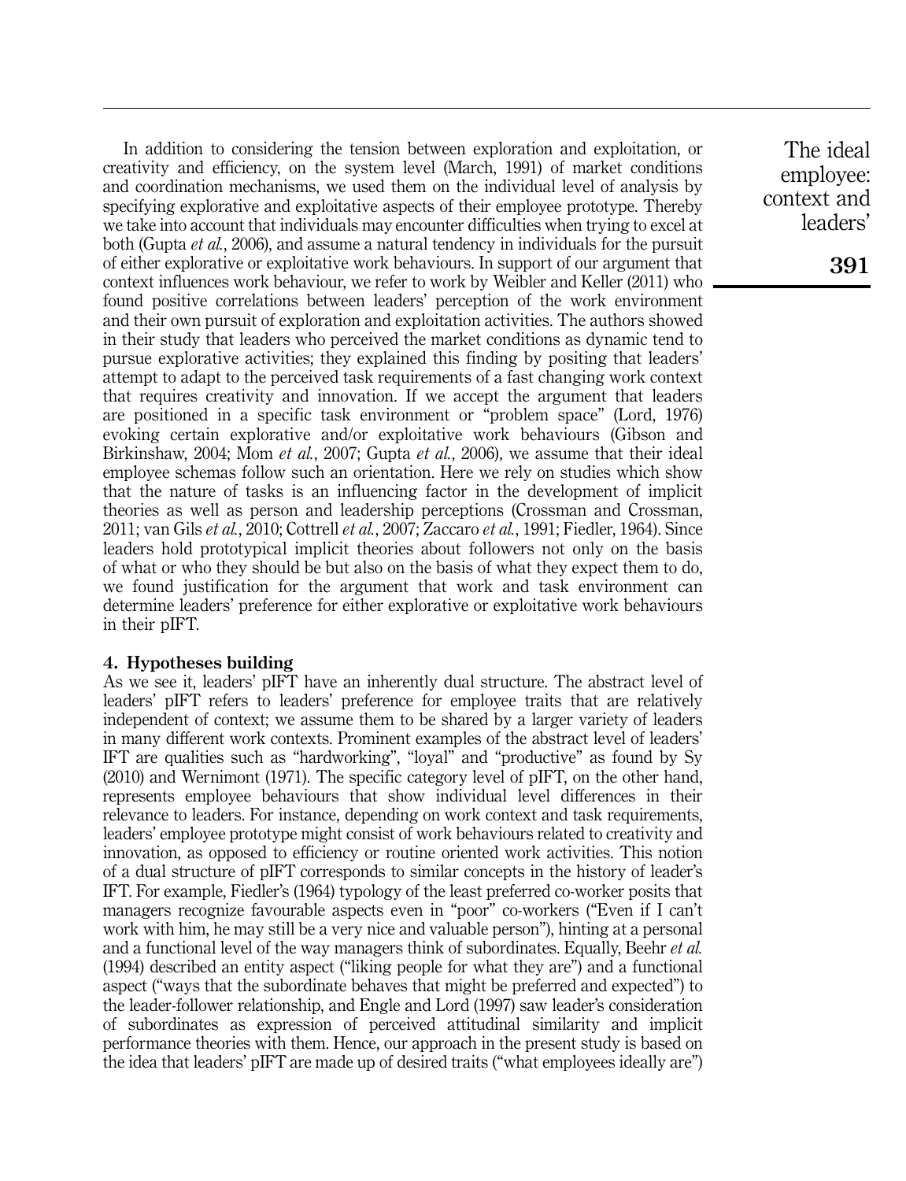In addition to considering the tension between exploration and exploitation, or creativity and efficiency, on the system level (March, 1991) of market conditions and coordination mechanisms, we used them on the individual level of analysis by specifying explorative and exploitative aspects of their employee prototype. Thereby we take into account that individuals may encounter difficulties when trying to excel at both (Gupta *et al.*, 2006), and assume a natural tendency in individuals for the pursuit of either explorative or exploitative work behaviours. In support of our argument that context influences work behaviour, we refer to work by Weibler and Keller (2011) who found positive correlations between leaders' perception of the work environment and their own pursuit of exploration and exploitation activities. The authors showed in their study that leaders who perceived the market conditions as dynamic tend to pursue explorative activities; they explained this finding by positing that leaders' attempt to adapt to the perceived task requirements of a fast changing work context that requires creativity and innovation. If we accept the argument that leaders are positioned in a specific task environment or "problem space" (Lord, 1976) evoking certain explorative and/or exploitative work behaviours (Gibson and Birkinshaw, 2004; Mom *et al.*, 2007; Gupta *et al.*, 2006), we assume that their ideal employee schemas follow such an orientation. Here we rely on studies which show that the nature of tasks is an influencing factor in the development of implicit theories as well as person and leadership perceptions (Crossman and Crossman, 2011; van Gils *et al.*, 2010; Cottrell *et al.*, 2007; Zaccaro *et al.*, 1991; Fiedler, 1964). Since leaders hold prototypical implicit theories about followers not only on the basis of what or who they should be but also on the basis of what they expect them to do, we found justification for the argument that work and task environment can determine leaders' preference for either explorative or exploitative work behaviours in their pIFT.

## 4. Hypotheses building

As we see it, leaders' pIFT have an inherently dual structure. The abstract level of leaders' pIFT refers to leaders' preference for employee traits that are relatively independent of context; we assume them to be shared by a larger variety of leaders in many different work contexts. Prominent examples of the abstract level of leaders' IFT are qualities such as "hardworking", "loyal" and "productive" as found by Sy (2010) and Wernimont (1971). The specific category level of pIFT, on the other hand, represents employee behaviours that show individual level differences in their relevance to leaders. For instance, depending on work context and task requirements, leaders' employee prototype might consist of work behaviours related to creativity and innovation, as opposed to efficiency or routine oriented work activities. This notion of a dual structure of pIFT corresponds to similar concepts in the history of leader's IFT. For example, Fiedler's (1964) typology of the least preferred co-worker posits that managers recognize favourable aspects even in "poor" co-workers ("Even if I can't work with him, he may still be a very nice and valuable person"), hinting at a personal and a functional level of the way managers think of subordinates. Equally, Beehr *et al.* (1994) described an entity aspect ("liking people for what they are") and a functional aspect ("ways that the subordinate behaves that might be preferred and expected") to the leader-follower relationship, and Engle and Lord (1997) saw leader's consideration of subordinates as expression of perceived attitudinal similarity and implicit performance theories with them. Hence, our approach in the present study is based on the idea that leaders' pIFT are made up of desired traits ("what employees ideally are")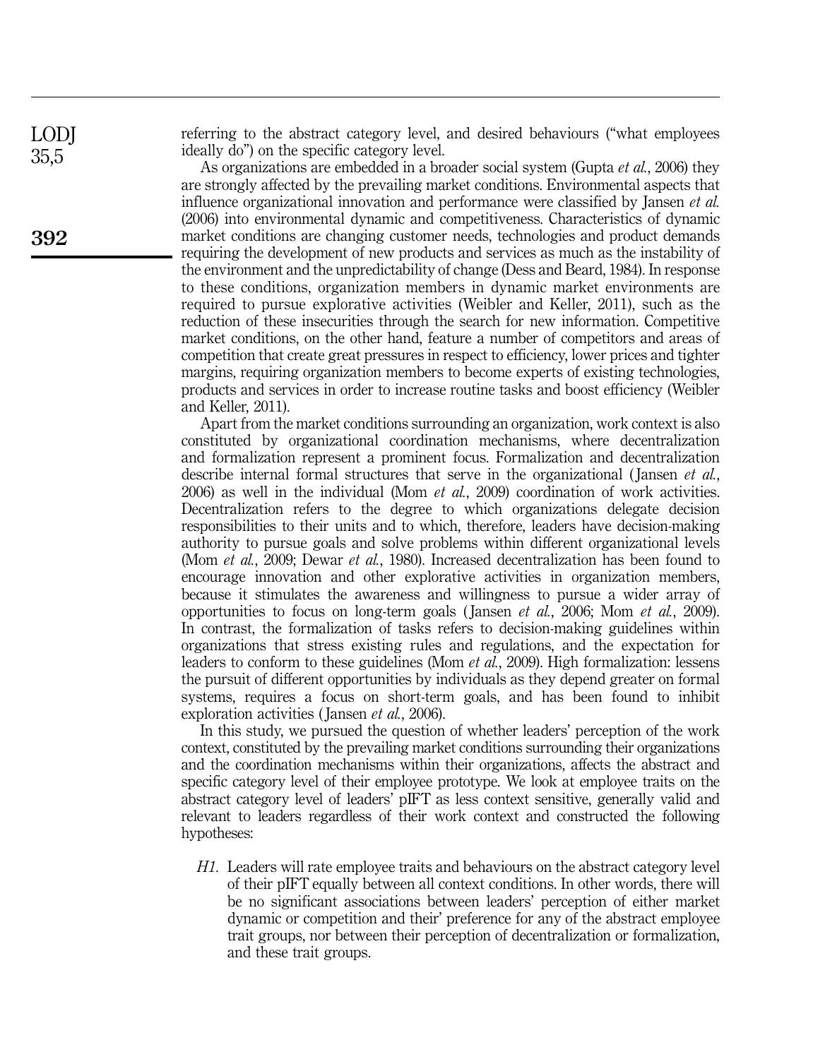referring to the abstract category level, and desired behaviours ("what employees ideally do") on the specific category level.

As organizations are embedded in a broader social system (Gupta *et al.*, 2006) they are strongly affected by the prevailing market conditions. Environmental aspects that influence organizational innovation and performance were classified by Jansen *et al.* (2006) into environmental dynamic and competitiveness. Characteristics of dynamic market conditions are changing customer needs, technologies and product demands requiring the development of new products and services as much as the instability of the environment and the unpredictability of change (Dess and Beard, 1984). In response to these conditions, organization members in dynamic market environments are required to pursue explorative activities (Weibler and Keller, 2011), such as the reduction of these insecurities through the search for new information. Competitive market conditions, on the other hand, feature a number of competitors and areas of competition that create great pressures in respect to efficiency, lower prices and tighter margins, requiring organization members to become experts of existing technologies, products and services in order to increase routine tasks and boost efficiency (Weibler and Keller, 2011).

Apart from the market conditions surrounding an organization, work context is also constituted by organizational coordination mechanisms, where decentralization and formalization represent a prominent focus. Formalization and decentralization describe internal formal structures that serve in the organizational (Jansen *et al.*, 2006) as well in the individual (Mom *et al.*, 2009) coordination of work activities. Decentralization refers to the degree to which organizations delegate decision responsibilities to their units and to which, therefore, leaders have decision-making authority to pursue goals and solve problems within different organizational levels (Mom *et al.*, 2009; Dewar *et al.*, 1980). Increased decentralization has been found to encourage innovation and other explorative activities in organization members, because it stimulates the awareness and willingness to pursue a wider array of opportunities to focus on long-term goals (Jansen *et al.*, 2006; Mom *et al.*, 2009). In contrast, the formalization of tasks refers to decision-making guidelines within organizations that stress existing rules and regulations, and the expectation for leaders to conform to these guidelines (Mom *et al.*, 2009). High formalization: lessens the pursuit of different opportunities by individuals as they depend greater on formal systems, requires a focus on short-term goals, and has been found to inhibit exploration activities (Jansen *et al.*, 2006).

In this study, we pursued the question of whether leaders' perception of the work context, constituted by the prevailing market conditions surrounding their organizations and the coordination mechanisms within their organizations, affects the abstract and specific category level of their employee prototype. We look at employee traits on the abstract category level of leaders' pIFT as less context sensitive, generally valid and relevant to leaders regardless of their work context and constructed the following hypotheses:

*H1*. Leaders will rate employee traits and behaviours on the abstract category level of their pIFT equally between all context conditions. In other words, there will be no significant associations between leaders' perception of either market dynamic or competition and their' preference for any of the abstract employee trait groups, nor between their perception of decentralization or formalization, and these trait groups.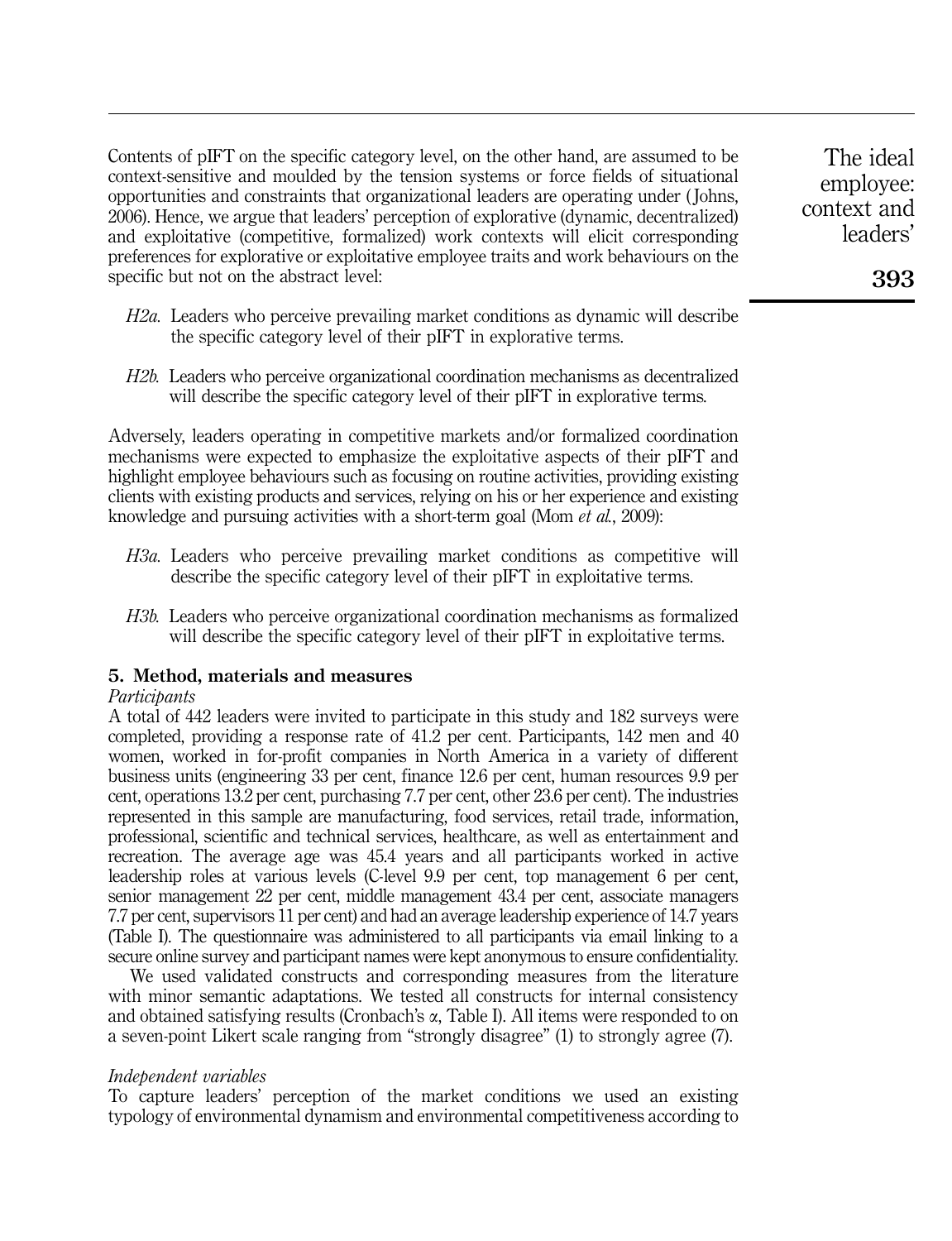Contents of pIFT on the specific category level, on the other hand, are assumed to be context-sensitive and moulded by the tension systems or force fields of situational opportunities and constraints that organizational leaders are operating under (Johns, 2006). Hence, we argue that leaders' perception of explorative (dynamic, decentralized) and exploitative (competitive, formalized) work contexts will elicit corresponding preferences for explorative or exploitative employee traits and work behaviours on the specific but not on the abstract level:

*H2a.* Leaders who perceive prevailing market conditions as dynamic will describe the specific category level of their pIFT in explorative terms.

*H2b.* Leaders who perceive organizational coordination mechanisms as decentralized will describe the specific category level of their pIFT in explorative terms.

Adversely, leaders operating in competitive markets and/or formalized coordination mechanisms were expected to emphasize the exploitative aspects of their pIFT and highlight employee behaviours such as focusing on routine activities, providing existing clients with existing products and services, relying on his or her experience and existing knowledge and pursuing activities with a short-term goal (Mom *et al.*, 2009):

*H3a.* Leaders who perceive prevailing market conditions as competitive will describe the specific category level of their pIFT in exploitative terms.

*H3b.* Leaders who perceive organizational coordination mechanisms as formalized will describe the specific category level of their pIFT in exploitative terms.

## 5. Method, materials and measures

### *Participants*

A total of 442 leaders were invited to participate in this study and 182 surveys were completed, providing a response rate of 41.2 per cent. Participants, 142 men and 40 women, worked in for-profit companies in North America in a variety of different business units (engineering 33 per cent, finance 12.6 per cent, human resources 9.9 per cent, operations 13.2 per cent, purchasing 7.7 per cent, other 23.6 per cent). The industries represented in this sample are manufacturing, food services, retail trade, information, professional, scientific and technical services, healthcare, as well as entertainment and recreation. The average age was 45.4 years and all participants worked in active leadership roles at various levels (C-level 9.9 per cent, top management 6 per cent, senior management 22 per cent, middle management 43.4 per cent, associate managers 7.7 per cent, supervisors 11 per cent) and had an average leadership experience of 14.7 years (Table I). The questionnaire was administered to all participants via email linking to a secure online survey and participant names were kept anonymous to ensure confidentiality.

We used validated constructs and corresponding measures from the literature with minor semantic adaptations. We tested all constructs for internal consistency and obtained satisfying results (Cronbach's $\alpha$, Table I). All items were responded to on a seven-point Likert scale ranging from "strongly disagree" (1) to strongly agree (7).

### *Independent variables*

To capture leaders' perception of the market conditions we used an existing typology of environmental dynamism and environmental competitiveness according to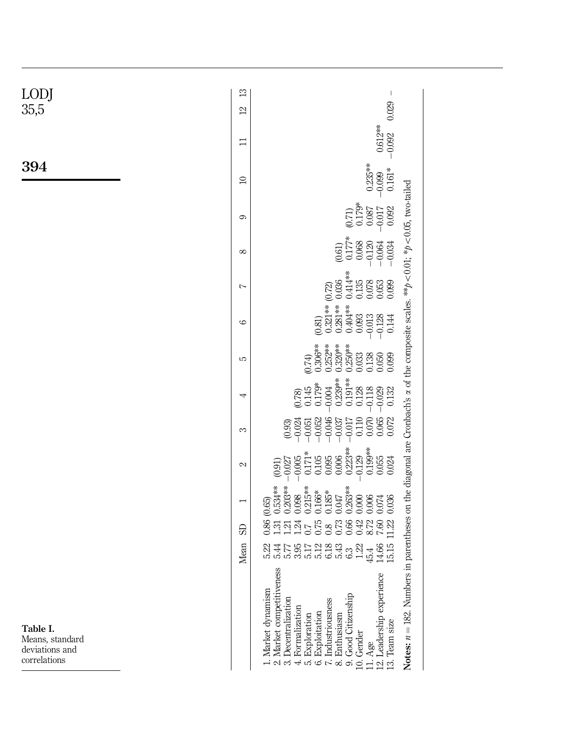**Table I.** Means, standard deviations and correlations

| | Mean | SD | 1 | 2 | 3 | 4 | 5 | 6 | 7 | 8 | 9 | 10 | 11 | 12 | 13 |
|---|---|---|---|---|---|---|---|---|---|---|---|---|---|---|---|
| 1. Market dynamism | 5.22 | 0.86 | (0.65) | | | | | | | | | | | | |
| 2. Market competitiveness | 5.44 | 1.31 | 0.534** | (0.91) | | | | | | | | | | | |
| 3. Decentralization | 5.77 | 1.21 | 0.203** | −0.027 | (0.93) | | | | | | | | | | |
| 4. Formalization | 3.95 | 1.24 | 0.098 | −0.005 | −0.024 | (0.78) | | | | | | | | | |
| 5. Exploration | 5.17 | 0.7 | 0.215** | 0.171* | −0.051 | 0.145 | (0.74) | | | | | | | | |
| 6. Exploitation | 5.12 | 0.75 | 0.166* | 0.105 | −0.052 | 0.179* | 0.306** | (0.81) | | | | | | | |
| 7. Industriousness | 6.18 | 0.8 | 0.185* | 0.095 | −0.046 | −0.004 | 0.252** | 0.321** | (0.72) | | | | | | |
| 8. Enthusiasm | 5.43 | 0.73 | 0.047 | 0.006 | −0.037 | 0.239** | 0.320** | 0.281** | 0.036 | (0.61) | | | | | |
| 9. Good Citizenship | 6.3 | 0.66 | 0.263** | 0.223** | −0.017 | 0.191** | 0.250** | 0.404** | 0.414** | 0.177* | (0.71) | | | | |
| 10. Gender | 1.22 | 0.42 | 0.000 | −0.129 | 0.110 | 0.128 | 0.033 | 0.093 | 0.135 | 0.068 | 0.179* | | | | |
| 11. Age | 45.4 | 8.72 | 0.006 | 0.199** | 0.070 | −0.118 | 0.138 | −0.013 | 0.078 | −0.120 | 0.087 | 0.235** | | | |
| 12. Leadership experience | 14.66 | 7.60 | 0.074 | 0.055 | 0.065 | −0.029 | 0.050 | −0.128 | 0.053 | −0.064 | −0.017 | −0.099 | 0.612** | | |
| 13. Team size | 15.15 | 11.22 | 0.036 | 0.024 | 0.072 | 0.132 | 0.099 | 0.144 | 0.099 | −0.034 | 0.092 | 0.161* | −0.092 | 0.029 | – |

**Notes:** $n = 182$. Numbers in parentheses on the diagonal are Cronbach's $\alpha$ of the composite scales. $^{**}p < 0.01$; $^{*}p < 0.05$, two-tailed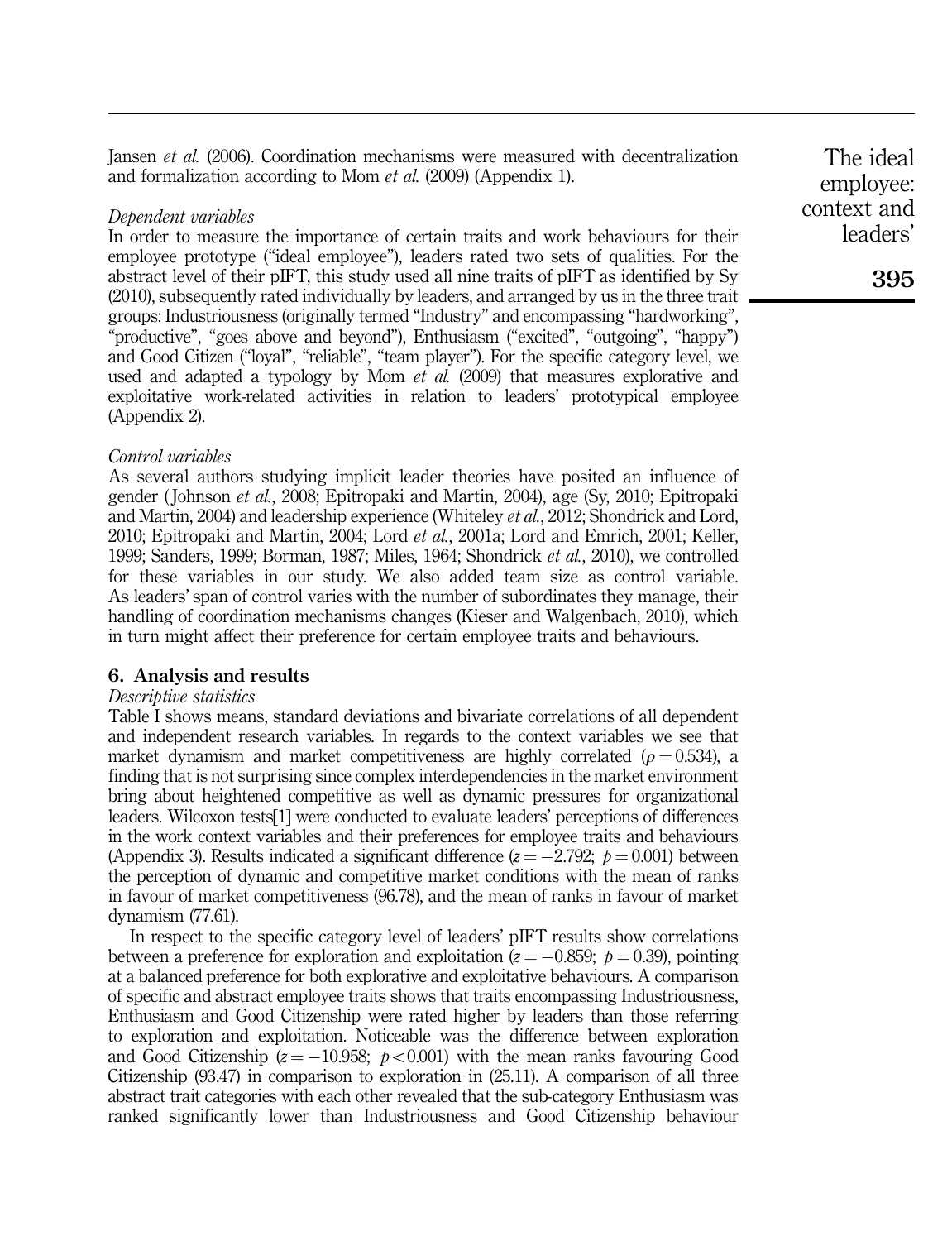Jansen *et al.* (2006). Coordination mechanisms were measured with decentralization and formalization according to Mom *et al.* (2009) (Appendix 1).

*Dependent variables*

In order to measure the importance of certain traits and work behaviours for their employee prototype ("ideal employee"), leaders rated two sets of qualities. For the abstract level of their pIFT, this study used all nine traits of pIFT as identified by Sy (2010), subsequently rated individually by leaders, and arranged by us in the three trait groups: Industriousness (originally termed "Industry" and encompassing "hardworking", "productive", "goes above and beyond"), Enthusiasm ("excited", "outgoing", "happy") and Good Citizen ("loyal", "reliable", "team player"). For the specific category level, we used and adapted a typology by Mom *et al.* (2009) that measures explorative and exploitative work-related activities in relation to leaders' prototypical employee (Appendix 2).

*Control variables*

As several authors studying implicit leader theories have posited an influence of gender (Johnson *et al.*, 2008; Epitropaki and Martin, 2004), age (Sy, 2010; Epitropaki and Martin, 2004) and leadership experience (Whiteley *et al.*, 2012; Shondrick and Lord, 2010; Epitropaki and Martin, 2004; Lord *et al.*, 2001a; Lord and Emrich, 2001; Keller, 1999; Sanders, 1999; Borman, 1987; Miles, 1964; Shondrick *et al.*, 2010), we controlled for these variables in our study. We also added team size as control variable. As leaders' span of control varies with the number of subordinates they manage, their handling of coordination mechanisms changes (Kieser and Walgenbach, 2010), which in turn might affect their preference for certain employee traits and behaviours.

## 6. Analysis and results

*Descriptive statistics*

Table I shows means, standard deviations and bivariate correlations of all dependent and independent research variables. In regards to the context variables we see that market dynamism and market competitiveness are highly correlated ($\rho = 0.534$), a finding that is not surprising since complex interdependencies in the market environment bring about heightened competitive as well as dynamic pressures for organizational leaders. Wilcoxon tests[1] were conducted to evaluate leaders' perceptions of differences in the work context variables and their preferences for employee traits and behaviours (Appendix 3). Results indicated a significant difference ($z = -2.792$; $p = 0.001$) between the perception of dynamic and competitive market conditions with the mean of ranks in favour of market competitiveness (96.78), and the mean of ranks in favour of market dynamism (77.61).

In respect to the specific category level of leaders' pIFT results show correlations between a preference for exploration and exploitation ($z = -0.859$; $p = 0.39$), pointing at a balanced preference for both explorative and exploitative behaviours. A comparison of specific and abstract employee traits shows that traits encompassing Industriousness, Enthusiasm and Good Citizenship were rated higher by leaders than those referring to exploration and exploitation. Noticeable was the difference between exploration and Good Citizenship ($z = -10.958$; $p < 0.001$) with the mean ranks favouring Good Citizenship (93.47) in comparison to exploration in (25.11). A comparison of all three abstract trait categories with each other revealed that the sub-category Enthusiasm was ranked significantly lower than Industriousness and Good Citizenship behaviour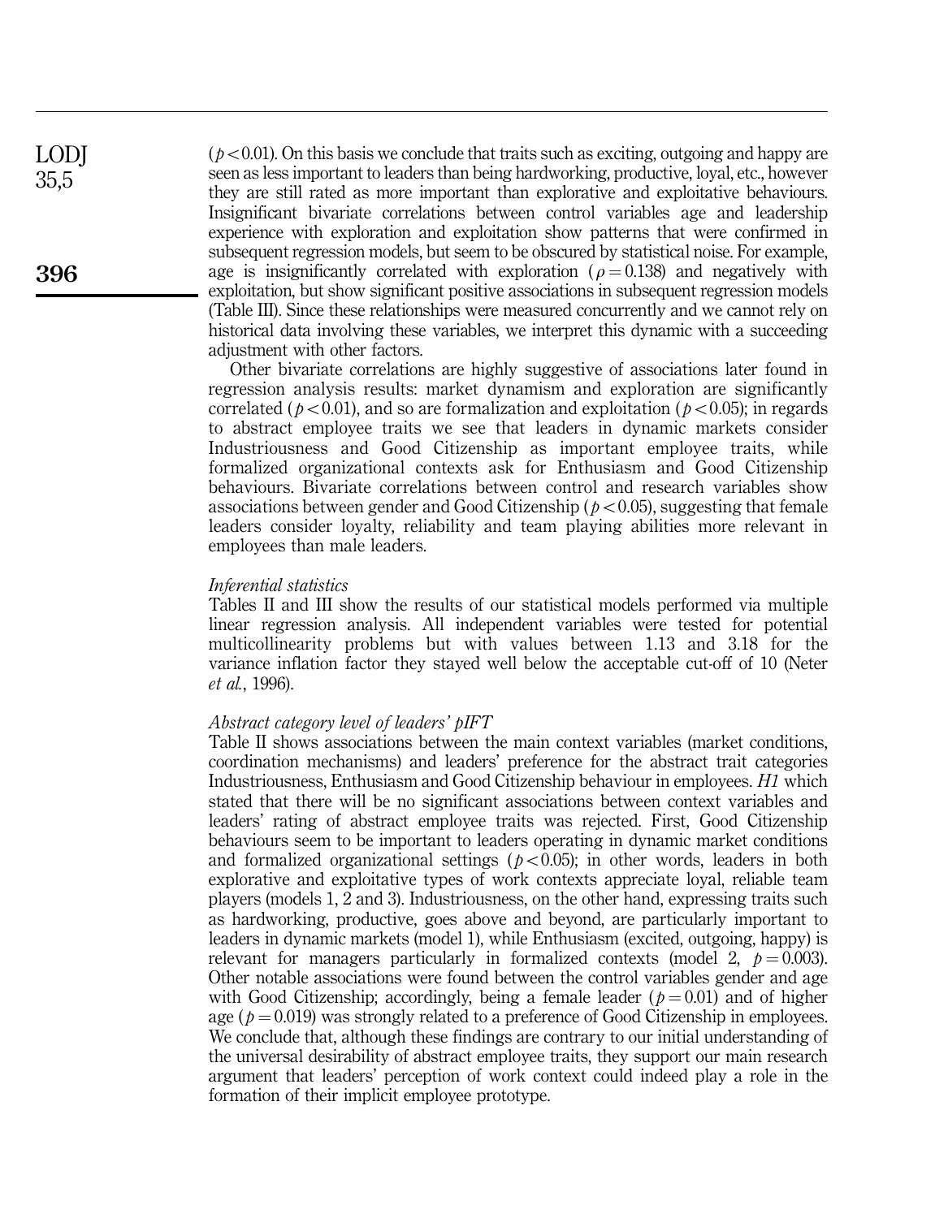($p < 0.01$). On this basis we conclude that traits such as exciting, outgoing and happy are seen as less important to leaders than being hardworking, productive, loyal, etc., however they are still rated as more important than explorative and exploitative behaviours. Insignificant bivariate correlations between control variables age and leadership experience with exploration and exploitation show patterns that were confirmed in subsequent regression models, but seem to be obscured by statistical noise. For example, age is insignificantly correlated with exploration ($\rho = 0.138$) and negatively with exploitation, but show significant positive associations in subsequent regression models (Table III). Since these relationships were measured concurrently and we cannot rely on historical data involving these variables, we interpret this dynamic with a succeeding adjustment with other factors.

Other bivariate correlations are highly suggestive of associations later found in regression analysis results: market dynamism and exploration are significantly correlated ($p < 0.01$), and so are formalization and exploitation ($p < 0.05$); in regards to abstract employee traits we see that leaders in dynamic markets consider Industriousness and Good Citizenship as important employee traits, while formalized organizational contexts ask for Enthusiasm and Good Citizenship behaviours. Bivariate correlations between control and research variables show associations between gender and Good Citizenship ($p < 0.05$), suggesting that female leaders consider loyalty, reliability and team playing abilities more relevant in employees than male leaders.

### *Inferential statistics*

Tables II and III show the results of our statistical models performed via multiple linear regression analysis. All independent variables were tested for potential multicollinearity problems but with values between 1.13 and 3.18 for the variance inflation factor they stayed well below the acceptable cut-off of 10 (Neter *et al.*, 1996).

### *Abstract category level of leaders' pIFT*

Table II shows associations between the main context variables (market conditions, coordination mechanisms) and leaders' preference for the abstract trait categories Industriousness, Enthusiasm and Good Citizenship behaviour in employees. *H1* which stated that there will be no significant associations between context variables and leaders' rating of abstract employee traits was rejected. First, Good Citizenship behaviours seem to be important to leaders operating in dynamic market conditions and formalized organizational settings ($p < 0.05$); in other words, leaders in both explorative and exploitative types of work contexts appreciate loyal, reliable team players (models 1, 2 and 3). Industriousness, on the other hand, expressing traits such as hardworking, productive, goes above and beyond, are particularly important to leaders in dynamic markets (model 1), while Enthusiasm (excited, outgoing, happy) is relevant for managers particularly in formalized contexts (model 2, $p = 0.003$). Other notable associations were found between the control variables gender and age with Good Citizenship; accordingly, being a female leader ($p = 0.01$) and of higher age ($p = 0.019$) was strongly related to a preference of Good Citizenship in employees. We conclude that, although these findings are contrary to our initial understanding of the universal desirability of abstract employee traits, they support our main research argument that leaders' perception of work context could indeed play a role in the formation of their implicit employee prototype.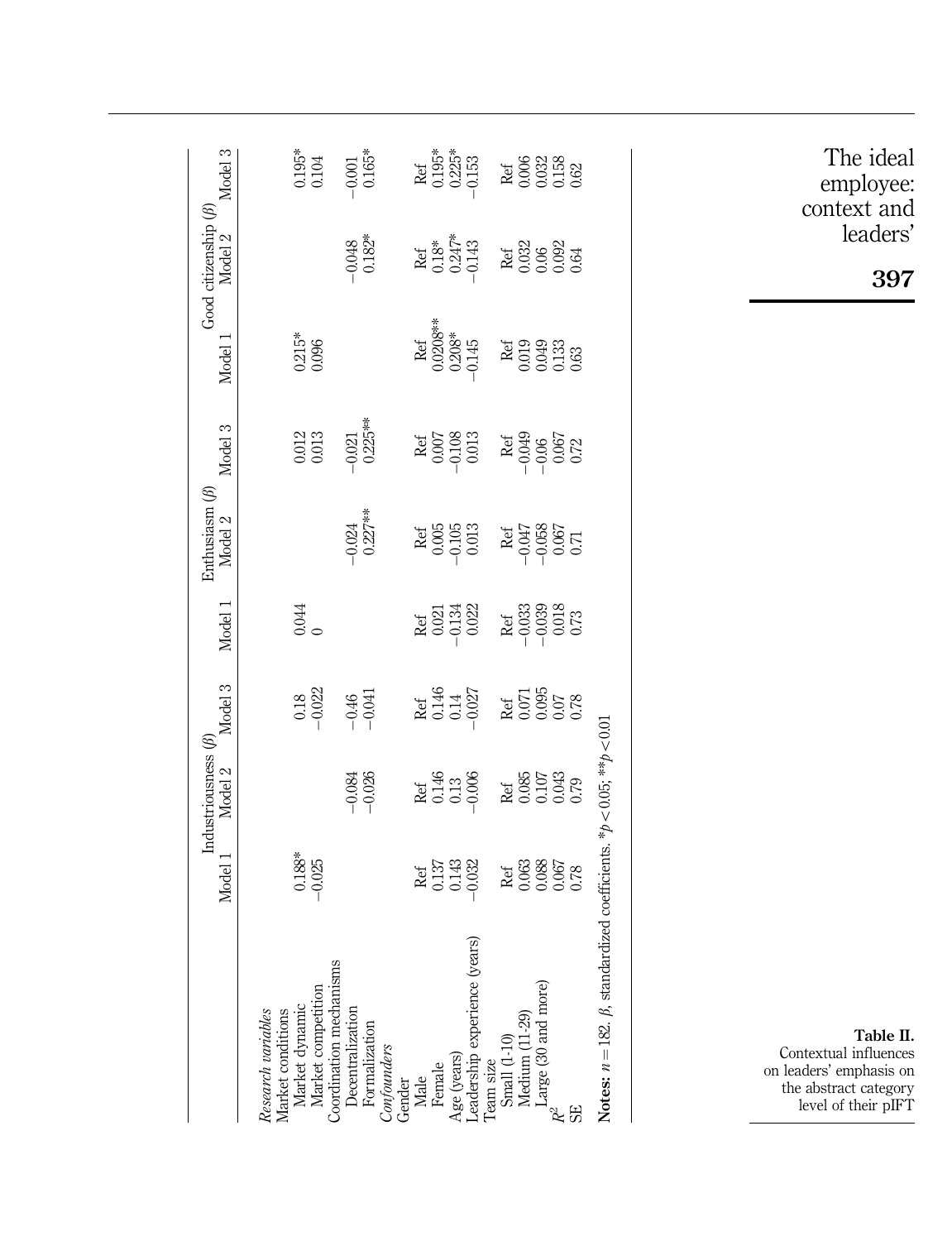**Table II.** Contextual influences on leaders' emphasis on the abstract category level of their pIFT

| | Industriousness (β) | | | Enthusiasm (β) | | | Good citizenship (β) | | |
|---|---|---|---|---|---|---|---|---|---|
| | Model 1 | Model 2 | Model 3 | Model 1 | Model 2 | Model 3 | Model 1 | Model 2 | Model 3 |
| *Research variables* | | | | | | | | | |
| Market conditions | | | | | | | | | |
| Market dynamic | 0.188* | | 0.18 | 0.044 | | 0.012 | 0.215* | | 0.195* |
| Market competition | −0.025 | | −0.022 | 0 | | 0.013 | 0.096 | | 0.104 |
| Coordination mechanisms | | | | | | | | | |
| Decentralization | | −0.084 | −0.46 | | −0.024 | −0.021 | | −0.048 | −0.001 |
| Formalization | | −0.026 | −0.041 | | 0.227** | 0.225** | | 0.182* | 0.165* |
| *Confounders* | | | | | | | | | |
| Gender | | | | | | | | | |
| Male | Ref | Ref | Ref | Ref | Ref | Ref | Ref | Ref | Ref |
| Female | 0.137 | 0.146 | 0.146 | 0.021 | 0.005 | 0.007 | 0.0208** | 0.18* | 0.195* |
| Age (years) | 0.143 | 0.13 | 0.14 | −0.134 | −0.105 | −0.108 | 0.208* | 0.247* | 0.225* |
| Leadership experience (years) | −0.032 | −0.006 | −0.027 | 0.022 | 0.013 | 0.013 | −0.145 | −0.143 | −0.153 |
| Team size | | | | | | | | | |
| Small (1-10) | Ref | Ref | Ref | Ref | Ref | Ref | Ref | Ref | Ref |
| Medium (11-29) | 0.063 | 0.085 | 0.071 | −0.033 | −0.047 | −0.049 | 0.019 | 0.032 | 0.006 |
| Large (30 and more) | 0.088 | 0.107 | 0.095 | −0.039 | −0.058 | −0.06 | 0.049 | 0.06 | 0.032 |
| $R^2$ | 0.067 | 0.043 | 0.07 | 0.018 | 0.067 | 0.067 | 0.133 | 0.092 | 0.158 |
| SE | 0.78 | 0.79 | 0.78 | 0.73 | 0.71 | 0.72 | 0.63 | 0.64 | 0.62 |

**Notes:** $n = 182$. $\beta$, standardized coefficients. $^{*}p < 0.05$; $^{**}p < 0.01$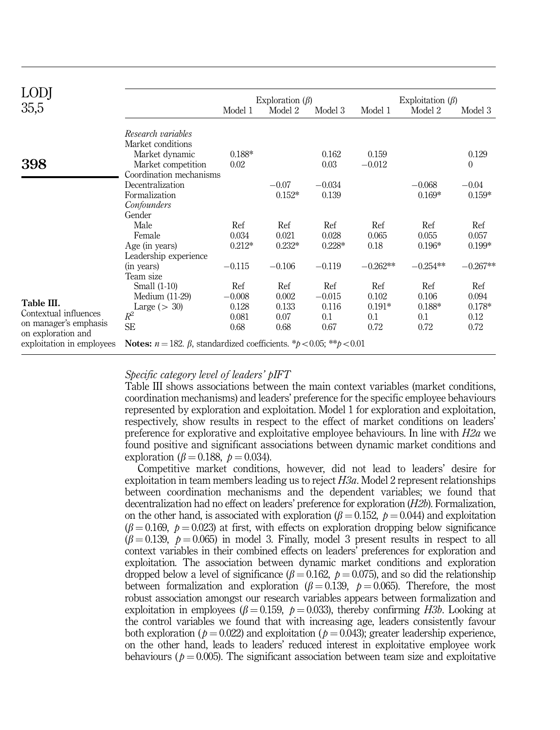**Table III.** Contextual influences on manager's emphasis on exploration and exploitation in employees

| | Exploration ($\beta$) | | | Exploitation ($\beta$) | | |
|---|---|---|---|---|---|---|
| | Model 1 | Model 2 | Model 3 | Model 1 | Model 2 | Model 3 |
| *Research variables* | | | | | | |
| Market conditions | | | | | | |
| Market dynamic | 0.188* | | 0.162 | 0.159 | | 0.129 |
| Market competition | 0.02 | | 0.03 | −0.012 | | 0 |
| Coordination mechanisms | | | | | | |
| Decentralization | | −0.07 | −0.034 | | −0.068 | −0.04 |
| Formalization | | 0.152* | 0.139 | | 0.169* | 0.159* |
| *Confounders* | | | | | | |
| Gender | | | | | | |
| Male | Ref | Ref | Ref | Ref | Ref | Ref |
| Female | 0.034 | 0.021 | 0.028 | 0.065 | 0.055 | 0.057 |
| Age (in years) | 0.212* | 0.232* | 0.228* | 0.18 | 0.196* | 0.199* |
| Leadership experience (in years) | −0.115 | −0.106 | −0.119 | −0.262** | −0.254** | −0.267** |
| Team size | | | | | | |
| Small (1-10) | Ref | Ref | Ref | Ref | Ref | Ref |
| Medium (11-29) | −0.008 | 0.002 | −0.015 | 0.102 | 0.106 | 0.094 |
| Large (> 30) | 0.128 | 0.133 | 0.116 | 0.191* | 0.188* | 0.178* |
| $R^2$ | 0.081 | 0.07 | 0.1 | 0.1 | 0.1 | 0.12 |
| SE | 0.68 | 0.68 | 0.67 | 0.72 | 0.72 | 0.72 |

**Notes:** $n = 182$. $\beta$, standardized coefficients. $*p < 0.05$; $**p < 0.01$

### *Specific category level of leaders' pIFT*

Table III shows associations between the main context variables (market conditions, coordination mechanisms) and leaders' preference for the specific employee behaviours represented by exploration and exploitation. Model 1 for exploration and exploitation, respectively, show results in respect to the effect of market conditions on leaders' preference for explorative and exploitative employee behaviours. In line with *H2a* we found positive and significant associations between dynamic market conditions and exploration ($\beta = 0.188$, $p = 0.034$).

Competitive market conditions, however, did not lead to leaders' desire for exploitation in team members leading us to reject *H3a*. Model 2 represent relationships between coordination mechanisms and the dependent variables; we found that decentralization had no effect on leaders' preference for exploration (*H2b*). Formalization, on the other hand, is associated with exploration ($\beta = 0.152$, $p = 0.044$) and exploitation ($\beta = 0.169$, $p = 0.023$) at first, with effects on exploration dropping below significance ($\beta = 0.139$, $p = 0.065$) in model 3. Finally, model 3 present results in respect to all context variables in their combined effects on leaders' preferences for exploration and exploitation. The association between dynamic market conditions and exploration dropped below a level of significance ($\beta = 0.162$, $p = 0.075$), and so did the relationship between formalization and exploration ($\beta = 0.139$, $p = 0.065$). Therefore, the most robust association amongst our research variables appears between formalization and exploitation in employees ($\beta = 0.159$, $p = 0.033$), thereby confirming *H3b*. Looking at the control variables we found that with increasing age, leaders consistently favour both exploration ($p = 0.022$) and exploitation ($p = 0.043$); greater leadership experience, on the other hand, leads to leaders' reduced interest in exploitative employee work behaviours ($p = 0.005$). The significant association between team size and exploitative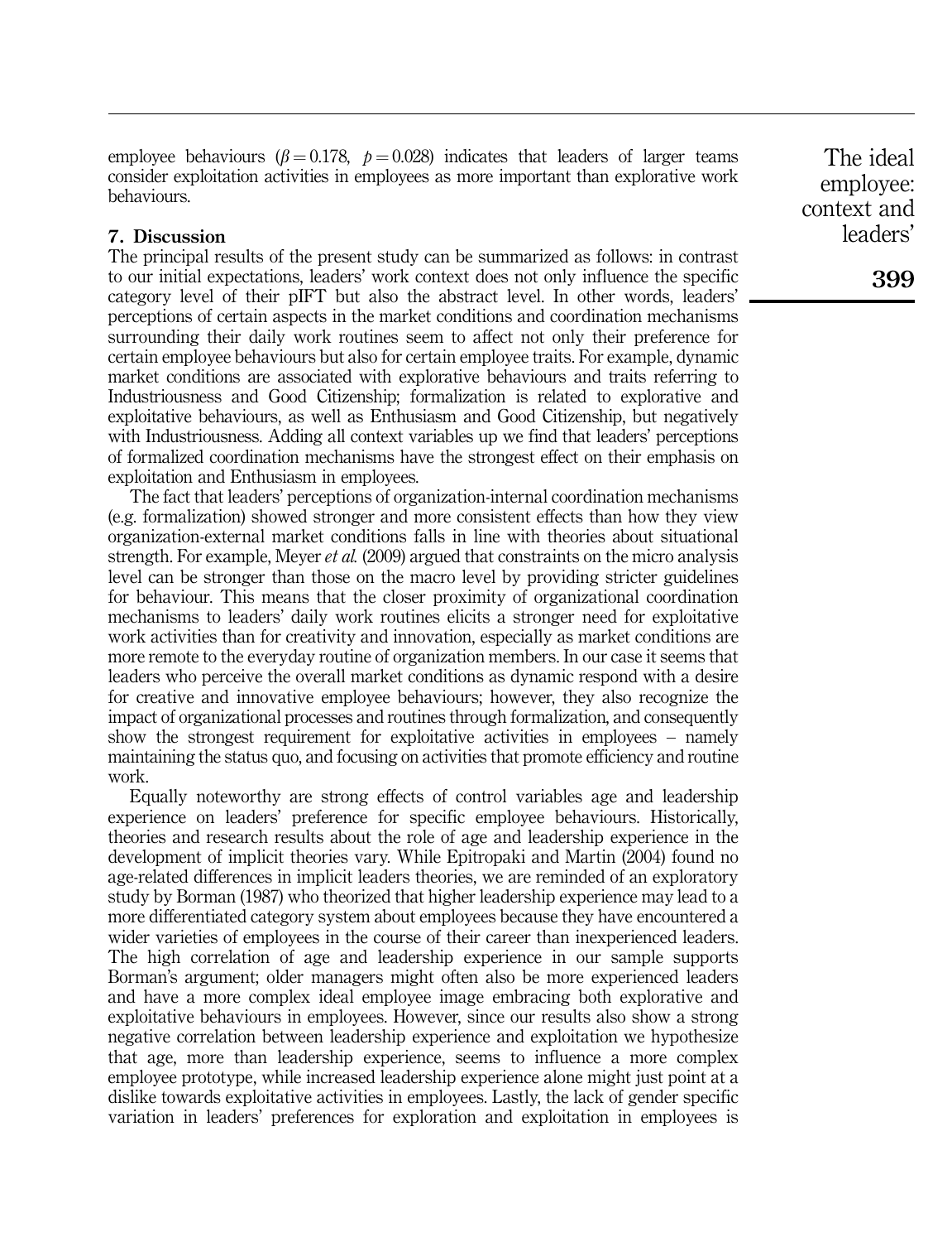employee behaviours ($\beta = 0.178$, $p = 0.028$) indicates that leaders of larger teams consider exploitation activities in employees as more important than explorative work behaviours.

## 7. Discussion

The principal results of the present study can be summarized as follows: in contrast to our initial expectations, leaders' work context does not only influence the specific category level of their pIFT but also the abstract level. In other words, leaders' perceptions of certain aspects in the market conditions and coordination mechanisms surrounding their daily work routines seem to affect not only their preference for certain employee behaviours but also for certain employee traits. For example, dynamic market conditions are associated with explorative behaviours and traits referring to Industriousness and Good Citizenship; formalization is related to explorative and exploitative behaviours, as well as Enthusiasm and Good Citizenship, but negatively with Industriousness. Adding all context variables up we find that leaders' perceptions of formalized coordination mechanisms have the strongest effect on their emphasis on exploitation and Enthusiasm in employees.

The fact that leaders' perceptions of organization-internal coordination mechanisms (e.g. formalization) showed stronger and more consistent effects than how they view organization-external market conditions falls in line with theories about situational strength. For example, Meyer *et al.* (2009) argued that constraints on the micro analysis level can be stronger than those on the macro level by providing stricter guidelines for behaviour. This means that the closer proximity of organizational coordination mechanisms to leaders' daily work routines elicits a stronger need for exploitative work activities than for creativity and innovation, especially as market conditions are more remote to the everyday routine of organization members. In our case it seems that leaders who perceive the overall market conditions as dynamic respond with a desire for creative and innovative employee behaviours; however, they also recognize the impact of organizational processes and routines through formalization, and consequently show the strongest requirement for exploitative activities in employees – namely maintaining the status quo, and focusing on activities that promote efficiency and routine work.

Equally noteworthy are strong effects of control variables age and leadership experience on leaders' preference for specific employee behaviours. Historically, theories and research results about the role of age and leadership experience in the development of implicit theories vary. While Epitropaki and Martin (2004) found no age-related differences in implicit leaders theories, we are reminded of an exploratory study by Borman (1987) who theorized that higher leadership experience may lead to a more differentiated category system about employees because they have encountered a wider varieties of employees in the course of their career than inexperienced leaders. The high correlation of age and leadership experience in our sample supports Borman's argument; older managers might often also be more experienced leaders and have a more complex ideal employee image embracing both explorative and exploitative behaviours in employees. However, since our results also show a strong negative correlation between leadership experience and exploitation we hypothesize that age, more than leadership experience, seems to influence a more complex employee prototype, while increased leadership experience alone might just point at a dislike towards exploitative activities in employees. Lastly, the lack of gender specific variation in leaders' preferences for exploration and exploitation in employees is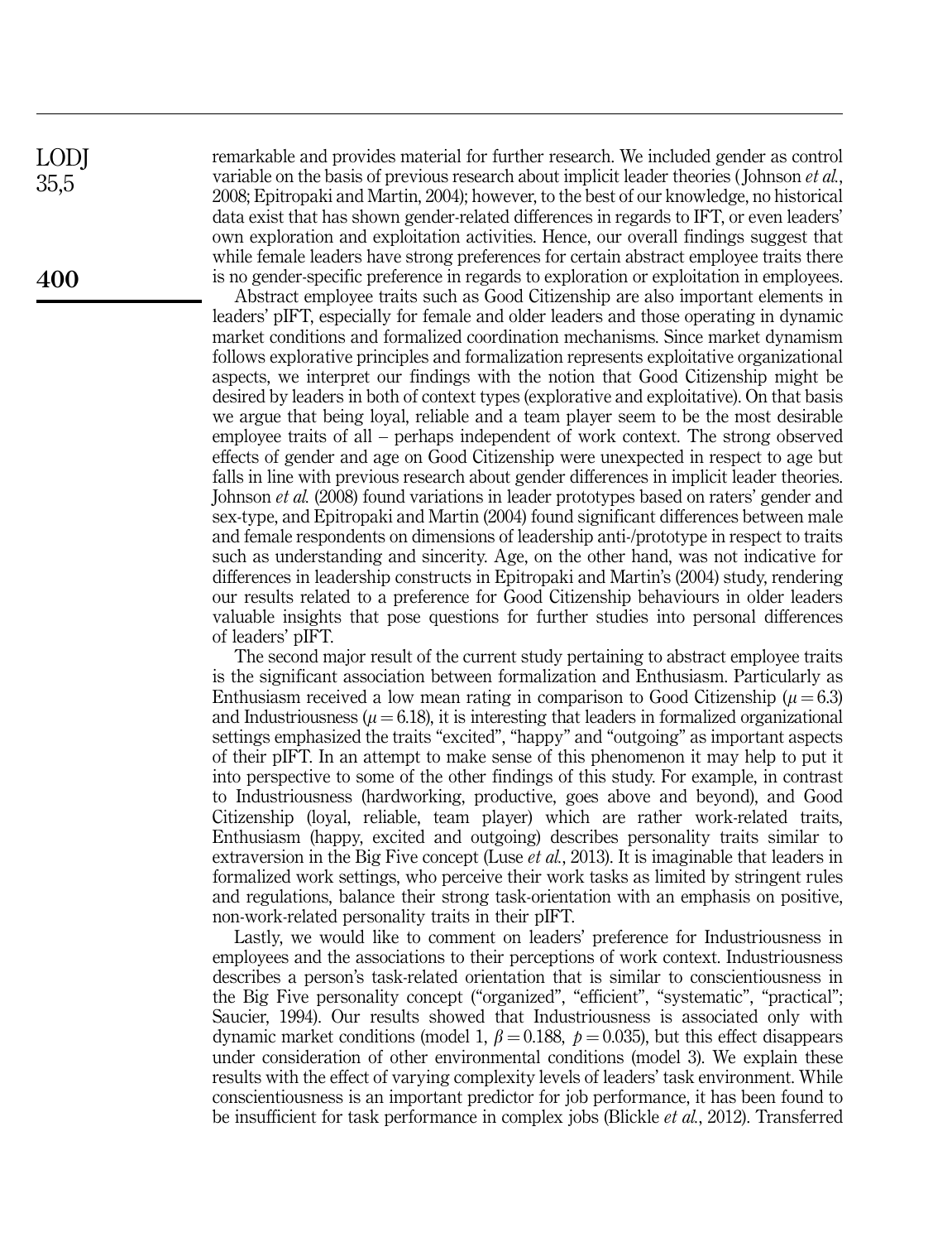remarkable and provides material for further research. We included gender as control variable on the basis of previous research about implicit leader theories (Johnson *et al.*, 2008; Epitropaki and Martin, 2004); however, to the best of our knowledge, no historical data exist that has shown gender-related differences in regards to IFT, or even leaders' own exploration and exploitation activities. Hence, our overall findings suggest that while female leaders have strong preferences for certain abstract employee traits there is no gender-specific preference in regards to exploration or exploitation in employees.

Abstract employee traits such as Good Citizenship are also important elements in leaders' pIFT, especially for female and older leaders and those operating in dynamic market conditions and formalized coordination mechanisms. Since market dynamism follows explorative principles and formalization represents exploitative organizational aspects, we interpret our findings with the notion that Good Citizenship might be desired by leaders in both of context types (explorative and exploitative). On that basis we argue that being loyal, reliable and a team player seem to be the most desirable employee traits of all – perhaps independent of work context. The strong observed effects of gender and age on Good Citizenship were unexpected in respect to age but falls in line with previous research about gender differences in implicit leader theories. Johnson *et al.* (2008) found variations in leader prototypes based on raters' gender and sex-type, and Epitropaki and Martin (2004) found significant differences between male and female respondents on dimensions of leadership anti-/prototype in respect to traits such as understanding and sincerity. Age, on the other hand, was not indicative for differences in leadership constructs in Epitropaki and Martin's (2004) study, rendering our results related to a preference for Good Citizenship behaviours in older leaders valuable insights that pose questions for further studies into personal differences of leaders' pIFT.

The second major result of the current study pertaining to abstract employee traits is the significant association between formalization and Enthusiasm. Particularly as Enthusiasm received a low mean rating in comparison to Good Citizenship ($\mu = 6.3$) and Industriousness ($\mu = 6.18$), it is interesting that leaders in formalized organizational settings emphasized the traits "excited", "happy" and "outgoing" as important aspects of their pIFT. In an attempt to make sense of this phenomenon it may help to put it into perspective to some of the other findings of this study. For example, in contrast to Industriousness (hardworking, productive, goes above and beyond), and Good Citizenship (loyal, reliable, team player) which are rather work-related traits, Enthusiasm (happy, excited and outgoing) describes personality traits similar to extraversion in the Big Five concept (Luse *et al.*, 2013). It is imaginable that leaders in formalized work settings, who perceive their work tasks as limited by stringent rules and regulations, balance their strong task-orientation with an emphasis on positive, non-work-related personality traits in their pIFT.

Lastly, we would like to comment on leaders' preference for Industriousness in employees and the associations to their perceptions of work context. Industriousness describes a person's task-related orientation that is similar to conscientiousness in the Big Five personality concept ("organized", "efficient", "systematic", "practical"; Saucier, 1994). Our results showed that Industriousness is associated only with dynamic market conditions (model 1, $\beta = 0.188$, $p = 0.035$), but this effect disappears under consideration of other environmental conditions (model 3). We explain these results with the effect of varying complexity levels of leaders' task environment. While conscientiousness is an important predictor for job performance, it has been found to be insufficient for task performance in complex jobs (Blickle *et al.*, 2012). Transferred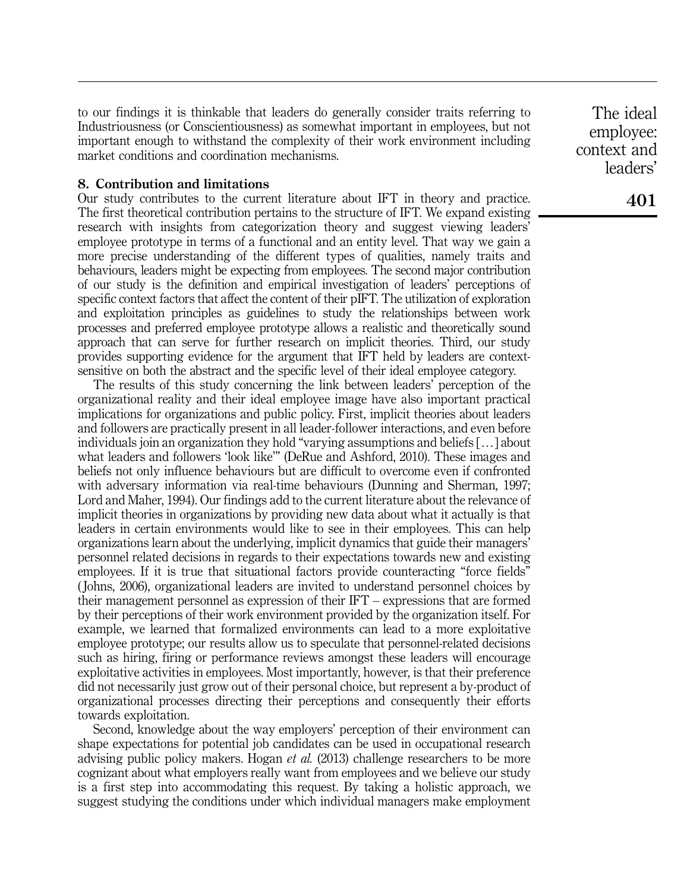to our findings it is thinkable that leaders do generally consider traits referring to Industriousness (or Conscientiousness) as somewhat important in employees, but not important enough to withstand the complexity of their work environment including market conditions and coordination mechanisms.

## 8. Contribution and limitations

Our study contributes to the current literature about IFT in theory and practice. The first theoretical contribution pertains to the structure of IFT. We expand existing research with insights from categorization theory and suggest viewing leaders' employee prototype in terms of a functional and an entity level. That way we gain a more precise understanding of the different types of qualities, namely traits and behaviours, leaders might be expecting from employees. The second major contribution of our study is the definition and empirical investigation of leaders' perceptions of specific context factors that affect the content of their pIFT. The utilization of exploration and exploitation principles as guidelines to study the relationships between work processes and preferred employee prototype allows a realistic and theoretically sound approach that can serve for further research on implicit theories. Third, our study provides supporting evidence for the argument that IFT held by leaders are context-sensitive on both the abstract and the specific level of their ideal employee category.

The results of this study concerning the link between leaders' perception of the organizational reality and their ideal employee image have also important practical implications for organizations and public policy. First, implicit theories about leaders and followers are practically present in all leader-follower interactions, and even before individuals join an organization they hold "varying assumptions and beliefs […] about what leaders and followers 'look like'" (DeRue and Ashford, 2010). These images and beliefs not only influence behaviours but are difficult to overcome even if confronted with adversary information via real-time behaviours (Dunning and Sherman, 1997; Lord and Maher, 1994). Our findings add to the current literature about the relevance of implicit theories in organizations by providing new data about what it actually is that leaders in certain environments would like to see in their employees. This can help organizations learn about the underlying, implicit dynamics that guide their managers' personnel related decisions in regards to their expectations towards new and existing employees. If it is true that situational factors provide counteracting "force fields" (Johns, 2006), organizational leaders are invited to understand personnel choices by their management personnel as expression of their IFT – expressions that are formed by their perceptions of their work environment provided by the organization itself. For example, we learned that formalized environments can lead to a more exploitative employee prototype; our results allow us to speculate that personnel-related decisions such as hiring, firing or performance reviews amongst these leaders will encourage exploitative activities in employees. Most importantly, however, is that their preference did not necessarily just grow out of their personal choice, but represent a by-product of organizational processes directing their perceptions and consequently their efforts towards exploitation.

Second, knowledge about the way employers' perception of their environment can shape expectations for potential job candidates can be used in occupational research advising public policy makers. Hogan *et al.* (2013) challenge researchers to be more cognizant about what employers really want from employees and we believe our study is a first step into accommodating this request. By taking a holistic approach, we suggest studying the conditions under which individual managers make employment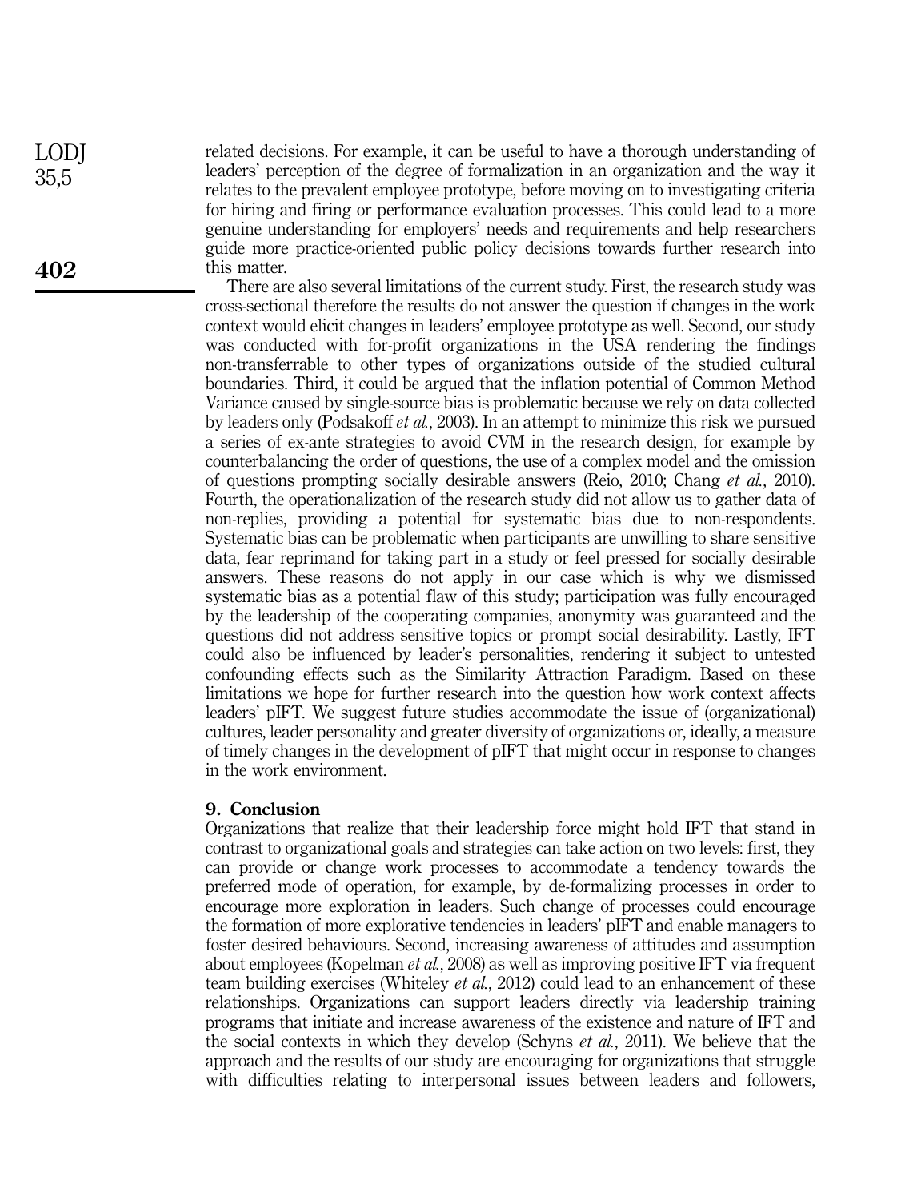related decisions. For example, it can be useful to have a thorough understanding of leaders' perception of the degree of formalization in an organization and the way it relates to the prevalent employee prototype, before moving on to investigating criteria for hiring and firing or performance evaluation processes. This could lead to a more genuine understanding for employers' needs and requirements and help researchers guide more practice-oriented public policy decisions towards further research into this matter.

There are also several limitations of the current study. First, the research study was cross-sectional therefore the results do not answer the question if changes in the work context would elicit changes in leaders' employee prototype as well. Second, our study was conducted with for-profit organizations in the USA rendering the findings non-transferrable to other types of organizations outside of the studied cultural boundaries. Third, it could be argued that the inflation potential of Common Method Variance caused by single-source bias is problematic because we rely on data collected by leaders only (Podsakoff *et al.*, 2003). In an attempt to minimize this risk we pursued a series of ex-ante strategies to avoid CVM in the research design, for example by counterbalancing the order of questions, the use of a complex model and the omission of questions prompting socially desirable answers (Reio, 2010; Chang *et al.*, 2010). Fourth, the operationalization of the research study did not allow us to gather data of non-replies, providing a potential for systematic bias due to non-respondents. Systematic bias can be problematic when participants are unwilling to share sensitive data, fear reprimand for taking part in a study or feel pressed for socially desirable answers. These reasons do not apply in our case which is why we dismissed systematic bias as a potential flaw of this study; participation was fully encouraged by the leadership of the cooperating companies, anonymity was guaranteed and the questions did not address sensitive topics or prompt social desirability. Lastly, IFT could also be influenced by leader's personalities, rendering it subject to untested confounding effects such as the Similarity Attraction Paradigm. Based on these limitations we hope for further research into the question how work context affects leaders' pIFT. We suggest future studies accommodate the issue of (organizational) cultures, leader personality and greater diversity of organizations or, ideally, a measure of timely changes in the development of pIFT that might occur in response to changes in the work environment.

## 9. Conclusion

Organizations that realize that their leadership force might hold IFT that stand in contrast to organizational goals and strategies can take action on two levels: first, they can provide or change work processes to accommodate a tendency towards the preferred mode of operation, for example, by de-formalizing processes in order to encourage more exploration in leaders. Such change of processes could encourage the formation of more explorative tendencies in leaders' pIFT and enable managers to foster desired behaviours. Second, increasing awareness of attitudes and assumption about employees (Kopelman *et al.*, 2008) as well as improving positive IFT via frequent team building exercises (Whiteley *et al.*, 2012) could lead to an enhancement of these relationships. Organizations can support leaders directly via leadership training programs that initiate and increase awareness of the existence and nature of IFT and the social contexts in which they develop (Schyns *et al.*, 2011). We believe that the approach and the results of our study are encouraging for organizations that struggle with difficulties relating to interpersonal issues between leaders and followers,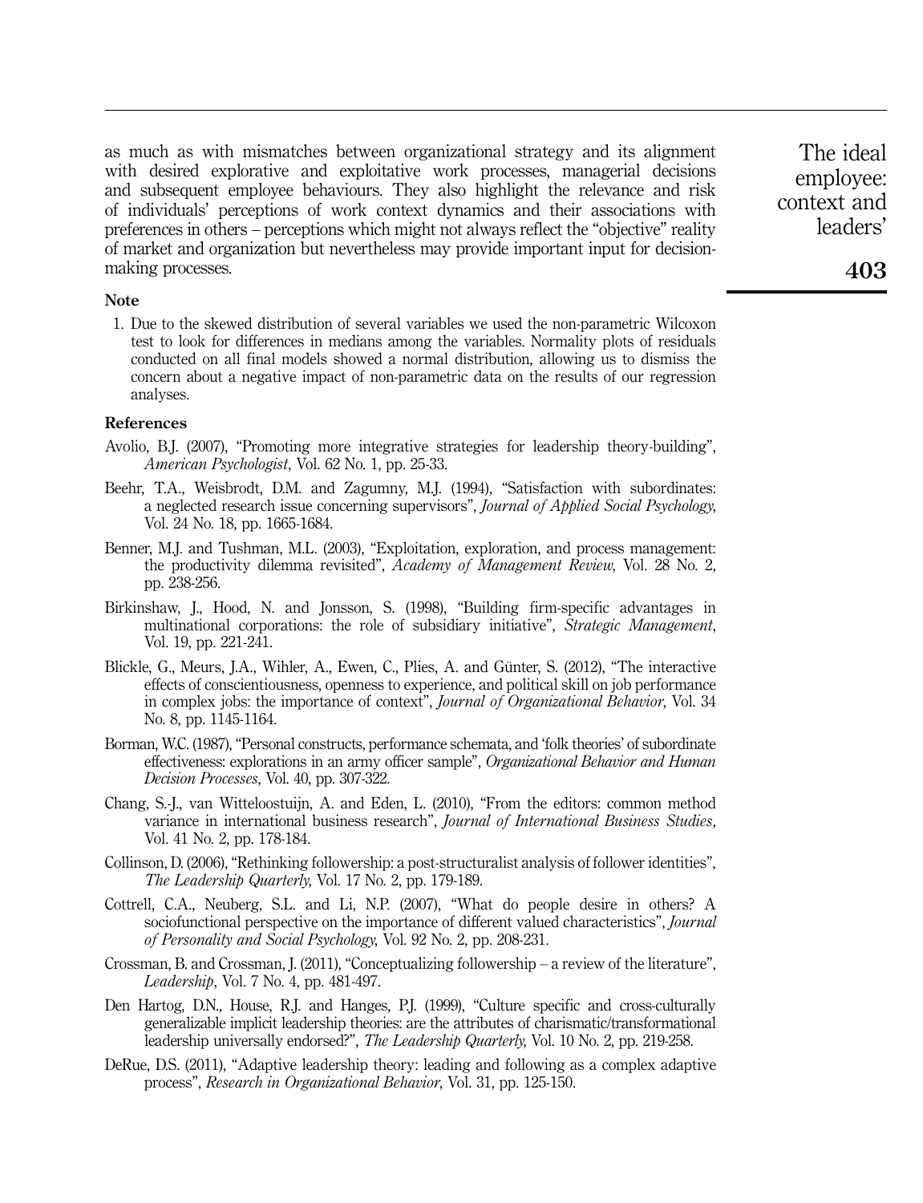as much as with mismatches between organizational strategy and its alignment with desired explorative and exploitative work processes, managerial decisions and subsequent employee behaviours. They also highlight the relevance and risk of individuals' perceptions of work context dynamics and their associations with preferences in others – perceptions which might not always reflect the "objective" reality of market and organization but nevertheless may provide important input for decision-making processes.

## Note

1. Due to the skewed distribution of several variables we used the non-parametric Wilcoxon test to look for differences in medians among the variables. Normality plots of residuals conducted on all final models showed a normal distribution, allowing us to dismiss the concern about a negative impact of non-parametric data on the results of our regression analyses.

## References

Avolio, B.J. (2007), "Promoting more integrative strategies for leadership theory-building", *American Psychologist*, Vol. 62 No. 1, pp. 25-33.

Beehr, T.A., Weisbrodt, D.M. and Zagumny, M.J. (1994), "Satisfaction with subordinates: a neglected research issue concerning supervisors", *Journal of Applied Social Psychology*, Vol. 24 No. 18, pp. 1665-1684.

Benner, M.J. and Tushman, M.L. (2003), "Exploitation, exploration, and process management: the productivity dilemma revisited", *Academy of Management Review*, Vol. 28 No. 2, pp. 238-256.

Birkinshaw, J., Hood, N. and Jonsson, S. (1998), "Building firm-specific advantages in multinational corporations: the role of subsidiary initiative", *Strategic Management*, Vol. 19, pp. 221-241.

Blickle, G., Meurs, J.A., Wihler, A., Ewen, C., Plies, A. and Günter, S. (2012), "The interactive effects of conscientiousness, openness to experience, and political skill on job performance in complex jobs: the importance of context", *Journal of Organizational Behavior*, Vol. 34 No. 8, pp. 1145-1164.

Borman, W.C. (1987), "Personal constructs, performance schemata, and 'folk theories' of subordinate effectiveness: explorations in an army officer sample", *Organizational Behavior and Human Decision Processes*, Vol. 40, pp. 307-322.

Chang, S.-J., van Witteloostuijn, A. and Eden, L. (2010), "From the editors: common method variance in international business research", *Journal of International Business Studies*, Vol. 41 No. 2, pp. 178-184.

Collinson, D. (2006), "Rethinking followership: a post-structuralist analysis of follower identities", *The Leadership Quarterly*, Vol. 17 No. 2, pp. 179-189.

Cottrell, C.A., Neuberg, S.L. and Li, N.P. (2007), "What do people desire in others? A sociofunctional perspective on the importance of different valued characteristics", *Journal of Personality and Social Psychology*, Vol. 92 No. 2, pp. 208-231.

Crossman, B. and Crossman, J. (2011), "Conceptualizing followership – a review of the literature", *Leadership*, Vol. 7 No. 4, pp. 481-497.

Den Hartog, D.N., House, R.J. and Hanges, P.J. (1999), "Culture specific and cross-culturally generalizable implicit leadership theories: are the attributes of charismatic/transformational leadership universally endorsed?", *The Leadership Quarterly*, Vol. 10 No. 2, pp. 219-258.

DeRue, D.S. (2011), "Adaptive leadership theory: leading and following as a complex adaptive process", *Research in Organizational Behavior*, Vol. 31, pp. 125-150.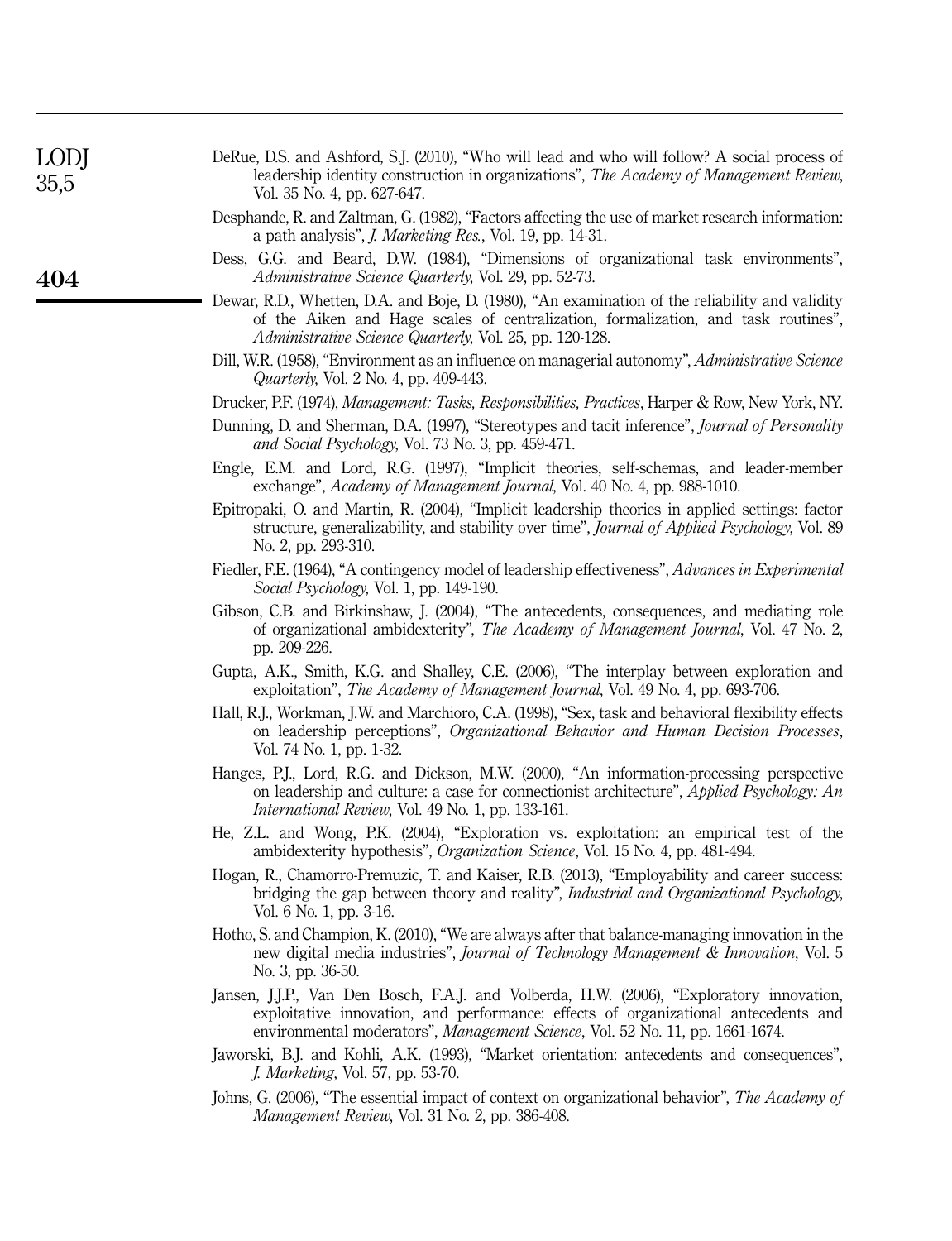DeRue, D.S. and Ashford, S.J. (2010), "Who will lead and who will follow? A social process of leadership identity construction in organizations", *The Academy of Management Review*, Vol. 35 No. 4, pp. 627-647.

Desphande, R. and Zaltman, G. (1982), "Factors affecting the use of market research information: a path analysis", *J. Marketing Res.*, Vol. 19, pp. 14-31.

Dess, G.G. and Beard, D.W. (1984), "Dimensions of organizational task environments", *Administrative Science Quarterly*, Vol. 29, pp. 52-73.

Dewar, R.D., Whetten, D.A. and Boje, D. (1980), "An examination of the reliability and validity of the Aiken and Hage scales of centralization, formalization, and task routines", *Administrative Science Quarterly*, Vol. 25, pp. 120-128.

Dill, W.R. (1958), "Environment as an influence on managerial autonomy", *Administrative Science Quarterly*, Vol. 2 No. 4, pp. 409-443.

Drucker, P.F. (1974), *Management: Tasks, Responsibilities, Practices*, Harper & Row, New York, NY.

Dunning, D. and Sherman, D.A. (1997), "Stereotypes and tacit inference", *Journal of Personality and Social Psychology*, Vol. 73 No. 3, pp. 459-471.

Engle, E.M. and Lord, R.G. (1997), "Implicit theories, self-schemas, and leader-member exchange", *Academy of Management Journal*, Vol. 40 No. 4, pp. 988-1010.

Epitropaki, O. and Martin, R. (2004), "Implicit leadership theories in applied settings: factor structure, generalizability, and stability over time", *Journal of Applied Psychology*, Vol. 89 No. 2, pp. 293-310.

Fiedler, F.E. (1964), "A contingency model of leadership effectiveness", *Advances in Experimental Social Psychology*, Vol. 1, pp. 149-190.

Gibson, C.B. and Birkinshaw, J. (2004), "The antecedents, consequences, and mediating role of organizational ambidexterity", *The Academy of Management Journal*, Vol. 47 No. 2, pp. 209-226.

Gupta, A.K., Smith, K.G. and Shalley, C.E. (2006), "The interplay between exploration and exploitation", *The Academy of Management Journal*, Vol. 49 No. 4, pp. 693-706.

Hall, R.J., Workman, J.W. and Marchioro, C.A. (1998), "Sex, task and behavioral flexibility effects on leadership perceptions", *Organizational Behavior and Human Decision Processes*, Vol. 74 No. 1, pp. 1-32.

Hanges, P.J., Lord, R.G. and Dickson, M.W. (2000), "An information-processing perspective on leadership and culture: a case for connectionist architecture", *Applied Psychology: An International Review*, Vol. 49 No. 1, pp. 133-161.

He, Z.L. and Wong, P.K. (2004), "Exploration vs. exploitation: an empirical test of the ambidexterity hypothesis", *Organization Science*, Vol. 15 No. 4, pp. 481-494.

Hogan, R., Chamorro-Premuzic, T. and Kaiser, R.B. (2013), "Employability and career success: bridging the gap between theory and reality", *Industrial and Organizational Psychology*, Vol. 6 No. 1, pp. 3-16.

Hotho, S. and Champion, K. (2010), "We are always after that balance-managing innovation in the new digital media industries", *Journal of Technology Management & Innovation*, Vol. 5 No. 3, pp. 36-50.

Jansen, J.J.P., Van Den Bosch, F.A.J. and Volberda, H.W. (2006), "Exploratory innovation, exploitative innovation, and performance: effects of organizational antecedents and environmental moderators", *Management Science*, Vol. 52 No. 11, pp. 1661-1674.

Jaworski, B.J. and Kohli, A.K. (1993), "Market orientation: antecedents and consequences", *J. Marketing*, Vol. 57, pp. 53-70.

Johns, G. (2006), "The essential impact of context on organizational behavior", *The Academy of Management Review*, Vol. 31 No. 2, pp. 386-408.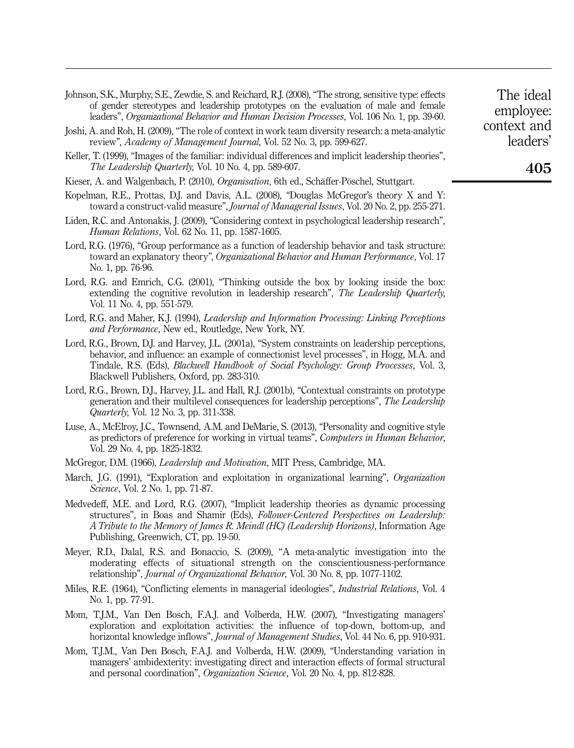Johnson, S.K., Murphy, S.E., Zewdie, S. and Reichard, R.J. (2008), "The strong, sensitive type: effects of gender stereotypes and leadership prototypes on the evaluation of male and female leaders", *Organizational Behavior and Human Decision Processes*, Vol. 106 No. 1, pp. 39-60.

Joshi, A. and Roh, H. (2009), "The role of context in work team diversity research: a meta-analytic review", *Academy of Management Journal*, Vol. 52 No. 3, pp. 599-627.

Keller, T. (1999), "Images of the familiar: individual differences and implicit leadership theories", *The Leadership Quarterly*, Vol. 10 No. 4, pp. 589-607.

Kieser, A. and Walgenbach, P. (2010), *Organisation*, 6th ed., Schäffer-Pöschel, Stuttgart.

Kopelman, R.E., Prottas, D.J. and Davis, A.L. (2008), "Douglas McGregor's theory X and Y: toward a construct-valid measure", *Journal of Managerial Issues*, Vol. 20 No. 2, pp. 255-271.

Liden, R.C. and Antonakis, J. (2009), "Considering context in psychological leadership research", *Human Relations*, Vol. 62 No. 11, pp. 1587-1605.

Lord, R.G. (1976), "Group performance as a function of leadership behavior and task structure: toward an explanatory theory", *Organizational Behavior and Human Performance*, Vol. 17 No. 1, pp. 76-96.

Lord, R.G. and Emrich, C.G. (2001), "Thinking outside the box by looking inside the box: extending the cognitive revolution in leadership research", *The Leadership Quarterly*, Vol. 11 No. 4, pp. 551-579.

Lord, R.G. and Maher, K.J. (1994), *Leadership and Information Processing: Linking Perceptions and Performance*, New ed., Routledge, New York, NY.

Lord, R.G., Brown, D.J. and Harvey, J.L. (2001a), "System constraints on leadership perceptions, behavior, and influence: an example of connectionist level processes", in Hogg, M.A. and Tindale, R.S. (Eds), *Blackwell Handbook of Social Psychology: Group Processes*, Vol. 3, Blackwell Publishers, Oxford, pp. 283-310.

Lord, R.G., Brown, D.J., Harvey, J.L. and Hall, R.J. (2001b), "Contextual constraints on prototype generation and their multilevel consequences for leadership perceptions", *The Leadership Quarterly*, Vol. 12 No. 3, pp. 311-338.

Luse, A., McElroy, J.C., Townsend, A.M. and DeMarie, S. (2013), "Personality and cognitive style as predictors of preference for working in virtual teams", *Computers in Human Behavior*, Vol. 29 No. 4, pp. 1825-1832.

McGregor, D.M. (1966), *Leadership and Motivation*, MIT Press, Cambridge, MA.

March, J.G. (1991), "Exploration and exploitation in organizational learning", *Organization Science*, Vol. 2 No. 1, pp. 71-87.

Medvedeff, M.E. and Lord, R.G. (2007), "Implicit leadership theories as dynamic processing structures", in Boas and Shamir (Eds), *Follower-Centered Perspectives on Leadership: A Tribute to the Memory of James R. Meindl (HC) (Leadership Horizons)*, Information Age Publishing, Greenwich, CT, pp. 19-50.

Meyer, R.D., Dalal, R.S. and Bonaccio, S. (2009), "A meta-analytic investigation into the moderating effects of situational strength on the conscientiousness-performance relationship", *Journal of Organizational Behavior*, Vol. 30 No. 8, pp. 1077-1102.

Miles, R.E. (1964), "Conflicting elements in managerial ideologies", *Industrial Relations*, Vol. 4 No. 1, pp. 77-91.

Mom, T.J.M., Van Den Bosch, F.A.J. and Volberda, H.W. (2007), "Investigating managers' exploration and exploitation activities: the influence of top-down, bottom-up, and horizontal knowledge inflows", *Journal of Management Studies*, Vol. 44 No. 6, pp. 910-931.

Mom, T.J.M., Van Den Bosch, F.A.J. and Volberda, H.W. (2009), "Understanding variation in managers' ambidexterity: investigating direct and interaction effects of formal structural and personal coordination", *Organization Science*, Vol. 20 No. 4, pp. 812-828.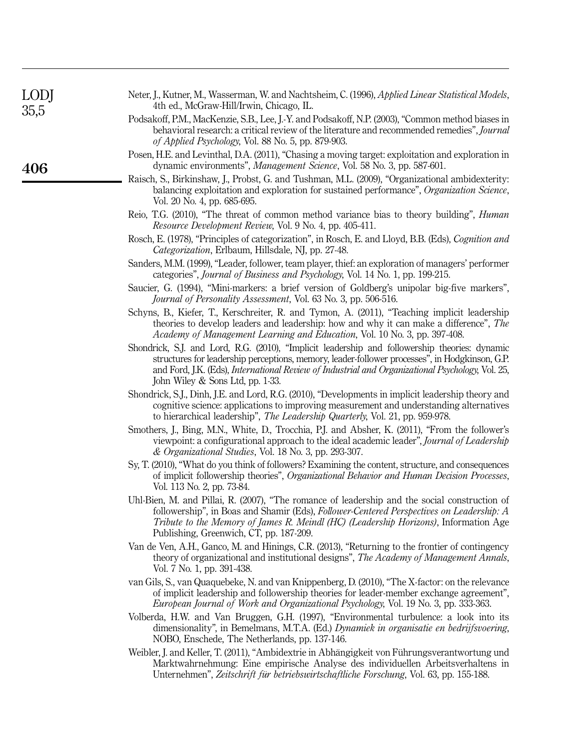Neter, J., Kutner, M., Wasserman, W. and Nachtsheim, C. (1996), *Applied Linear Statistical Models*, 4th ed., McGraw-Hill/Irwin, Chicago, IL.

Podsakoff, P.M., MacKenzie, S.B., Lee, J.-Y. and Podsakoff, N.P. (2003), "Common method biases in behavioral research: a critical review of the literature and recommended remedies", *Journal of Applied Psychology*, Vol. 88 No. 5, pp. 879-903.

Posen, H.E. and Levinthal, D.A. (2011), "Chasing a moving target: exploitation and exploration in dynamic environments", *Management Science*, Vol. 58 No. 3, pp. 587-601.

Raisch, S., Birkinshaw, J., Probst, G. and Tushman, M.L. (2009), "Organizational ambidexterity: balancing exploitation and exploration for sustained performance", *Organization Science*, Vol. 20 No. 4, pp. 685-695.

Reio, T.G. (2010), "The threat of common method variance bias to theory building", *Human Resource Development Review*, Vol. 9 No. 4, pp. 405-411.

Rosch, E. (1978), "Principles of categorization", in Rosch, E. and Lloyd, B.B. (Eds), *Cognition and Categorization*, Erlbaum, Hillsdale, NJ, pp. 27-48.

Sanders, M.M. (1999), "Leader, follower, team player, thief: an exploration of managers' performer categories", *Journal of Business and Psychology*, Vol. 14 No. 1, pp. 199-215.

Saucier, G. (1994), "Mini-markers: a brief version of Goldberg's unipolar big-five markers", *Journal of Personality Assessment*, Vol. 63 No. 3, pp. 506-516.

Schyns, B., Kiefer, T., Kerschreiter, R. and Tymon, A. (2011), "Teaching implicit leadership theories to develop leaders and leadership: how and why it can make a difference", *The Academy of Management Learning and Education*, Vol. 10 No. 3, pp. 397-408.

Shondrick, S.J. and Lord, R.G. (2010), "Implicit leadership and followership theories: dynamic structures for leadership perceptions, memory, leader-follower processes", in Hodgkinson, G.P. and Ford, J.K. (Eds), *International Review of Industrial and Organizational Psychology*, Vol. 25, John Wiley & Sons Ltd, pp. 1-33.

Shondrick, S.J., Dinh, J.E. and Lord, R.G. (2010), "Developments in implicit leadership theory and cognitive science: applications to improving measurement and understanding alternatives to hierarchical leadership", *The Leadership Quarterly*, Vol. 21, pp. 959-978.

Smothers, J., Bing, M.N., White, D., Trocchia, P.J. and Absher, K. (2011), "From the follower's viewpoint: a configurational approach to the ideal academic leader", *Journal of Leadership & Organizational Studies*, Vol. 18 No. 3, pp. 293-307.

Sy, T. (2010), "What do you think of followers? Examining the content, structure, and consequences of implicit followership theories", *Organizational Behavior and Human Decision Processes*, Vol. 113 No. 2, pp. 73-84.

Uhl-Bien, M. and Pillai, R. (2007), "The romance of leadership and the social construction of followership", in Boas and Shamir (Eds), *Follower-Centered Perspectives on Leadership: A Tribute to the Memory of James R. Meindl (HC) (Leadership Horizons)*, Information Age Publishing, Greenwich, CT, pp. 187-209.

Van de Ven, A.H., Ganco, M. and Hinings, C.R. (2013), "Returning to the frontier of contingency theory of organizational and institutional designs", *The Academy of Management Annals*, Vol. 7 No. 1, pp. 391-438.

van Gils, S., van Quaquebeke, N. and van Knippenberg, D. (2010), "The X-factor: on the relevance of implicit leadership and followership theories for leader-member exchange agreement", *European Journal of Work and Organizational Psychology*, Vol. 19 No. 3, pp. 333-363.

Volberda, H.W. and Van Bruggen, G.H. (1997), "Environmental turbulence: a look into its dimensionality", in Bemelmans, M.T.A. (Ed.) *Dynamiek in organisatie en bedrijfsvoering*, NOBO, Enschede, The Netherlands, pp. 137-146.

Weibler, J. and Keller, T. (2011), "Ambidextrie in Abhängigkeit von Führungsverantwortung und Marktwahrnehmung: Eine empirische Analyse des individuellen Arbeitsverhaltens in Unternehmen", *Zeitschrift für betriebswirtschaftliche Forschung*, Vol. 63, pp. 155-188.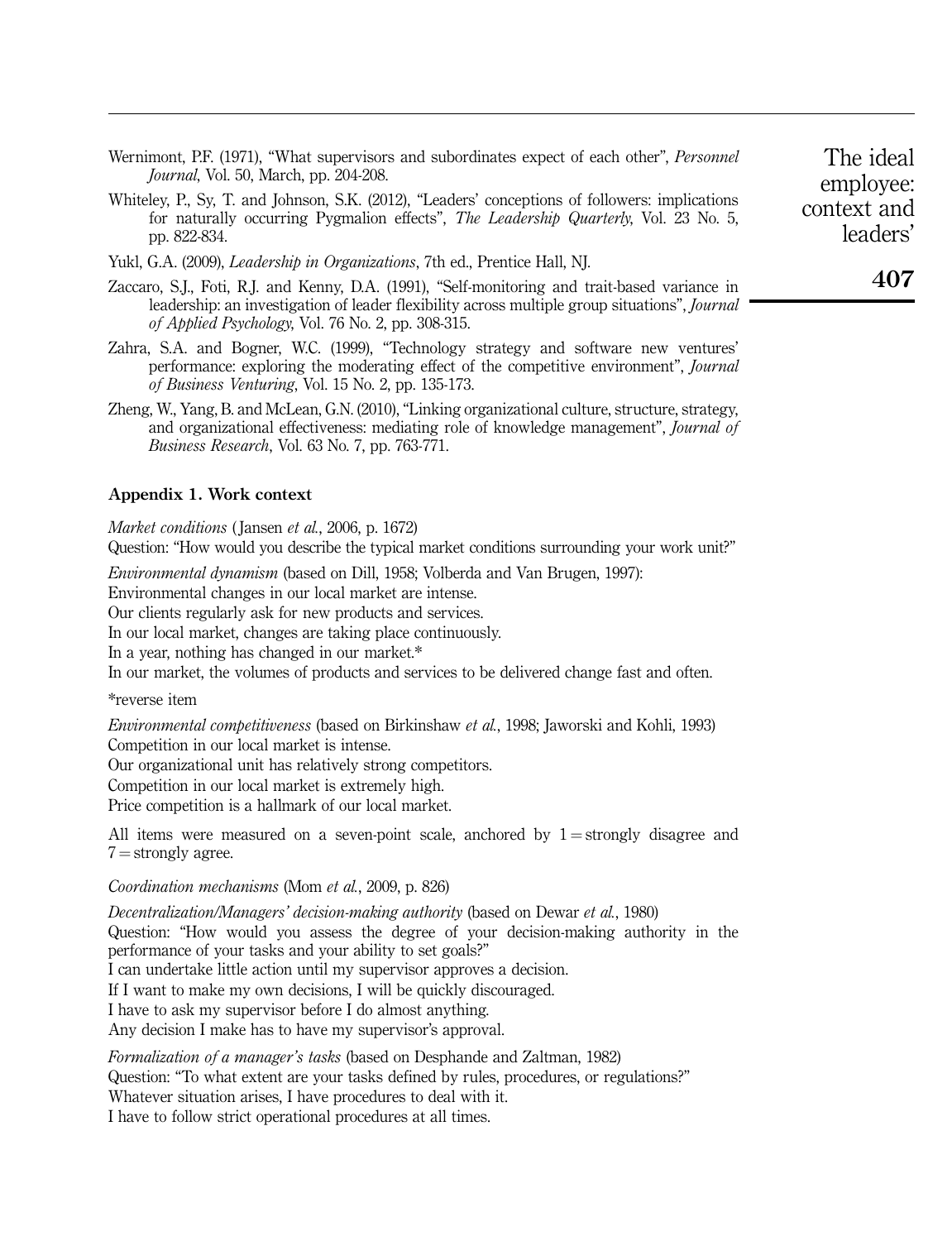Wernimont, P.F. (1971), "What supervisors and subordinates expect of each other", *Personnel Journal*, Vol. 50, March, pp. 204-208.

Whiteley, P., Sy, T. and Johnson, S.K. (2012), "Leaders' conceptions of followers: implications for naturally occurring Pygmalion effects", *The Leadership Quarterly*, Vol. 23 No. 5, pp. 822-834.

Yukl, G.A. (2009), *Leadership in Organizations*, 7th ed., Prentice Hall, NJ.

Zaccaro, S.J., Foti, R.J. and Kenny, D.A. (1991), "Self-monitoring and trait-based variance in leadership: an investigation of leader flexibility across multiple group situations", *Journal of Applied Psychology*, Vol. 76 No. 2, pp. 308-315.

Zahra, S.A. and Bogner, W.C. (1999), "Technology strategy and software new ventures' performance: exploring the moderating effect of the competitive environment", *Journal of Business Venturing*, Vol. 15 No. 2, pp. 135-173.

Zheng, W., Yang, B. and McLean, G.N. (2010), "Linking organizational culture, structure, strategy, and organizational effectiveness: mediating role of knowledge management", *Journal of Business Research*, Vol. 63 No. 7, pp. 763-771.

## Appendix 1. Work context

*Market conditions* (Jansen *et al.*, 2006, p. 1672)

Question: "How would you describe the typical market conditions surrounding your work unit?"

*Environmental dynamism* (based on Dill, 1958; Volberda and Van Brugen, 1997):

Environmental changes in our local market are intense.

Our clients regularly ask for new products and services.

In our local market, changes are taking place continuously.

In a year, nothing has changed in our market.*

In our market, the volumes of products and services to be delivered change fast and often.

*reverse item

*Environmental competitiveness* (based on Birkinshaw *et al.*, 1998; Jaworski and Kohli, 1993)

Competition in our local market is intense.

Our organizational unit has relatively strong competitors.

Competition in our local market is extremely high.

Price competition is a hallmark of our local market.

All items were measured on a seven-point scale, anchored by 1 = strongly disagree and 7 = strongly agree.

*Coordination mechanisms* (Mom *et al.*, 2009, p. 826)

*Decentralization/Managers' decision-making authority* (based on Dewar *et al.*, 1980)

Question: "How would you assess the degree of your decision-making authority in the performance of your tasks and your ability to set goals?"

I can undertake little action until my supervisor approves a decision.

If I want to make my own decisions, I will be quickly discouraged.

I have to ask my supervisor before I do almost anything.

Any decision I make has to have my supervisor's approval.

*Formalization of a manager's tasks* (based on Desphande and Zaltman, 1982)

Question: "To what extent are your tasks defined by rules, procedures, or regulations?"

Whatever situation arises, I have procedures to deal with it.

I have to follow strict operational procedures at all times.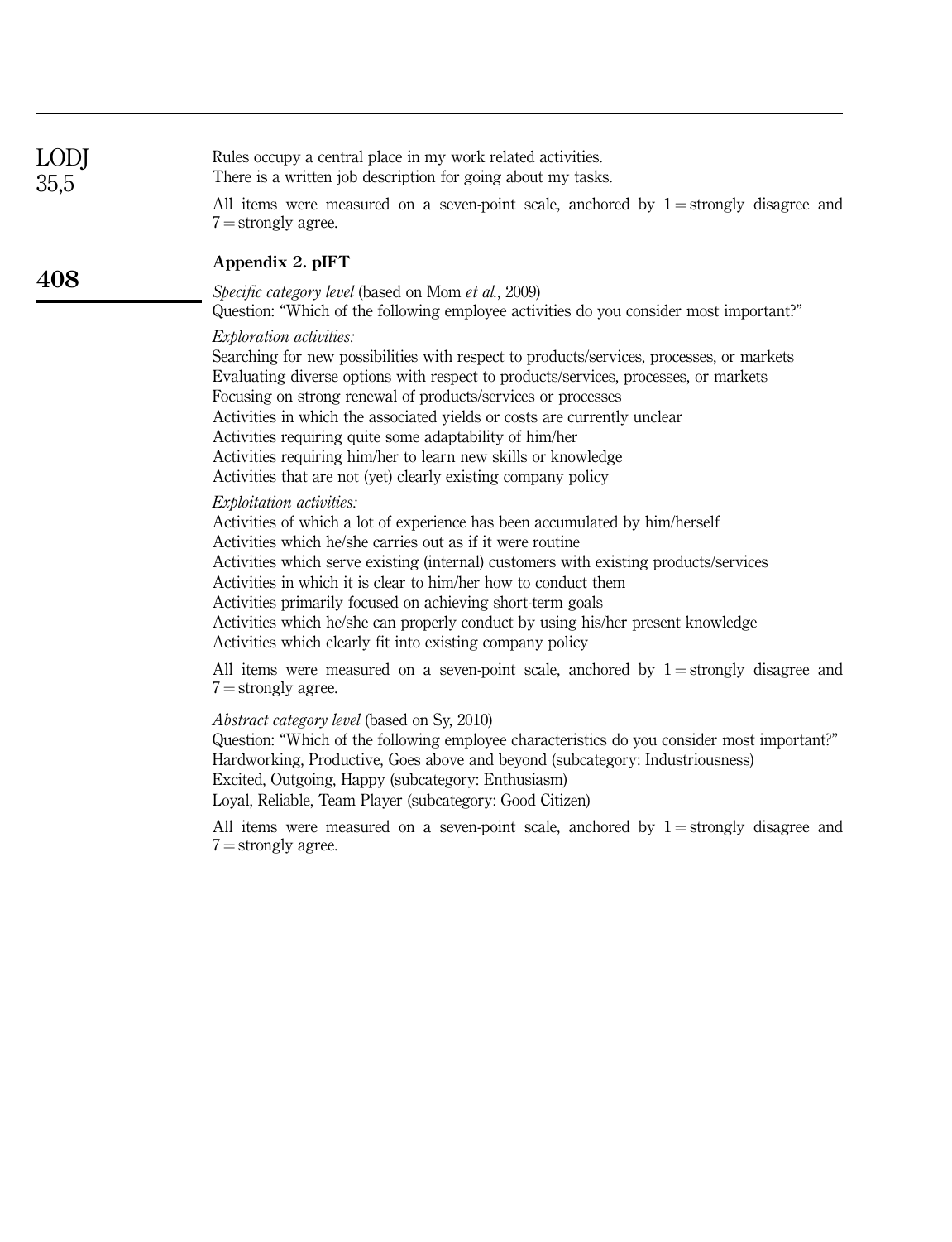Rules occupy a central place in my work related activities.
There is a written job description for going about my tasks.

All items were measured on a seven-point scale, anchored by 1 = strongly disagree and 7 = strongly agree.

## Appendix 2. pIFT

*Specific category level* (based on Mom *et al.*, 2009)
Question: "Which of the following employee activities do you consider most important?"

*Exploration activities:*
Searching for new possibilities with respect to products/services, processes, or markets
Evaluating diverse options with respect to products/services, processes, or markets
Focusing on strong renewal of products/services or processes
Activities in which the associated yields or costs are currently unclear
Activities requiring quite some adaptability of him/her
Activities requiring him/her to learn new skills or knowledge
Activities that are not (yet) clearly existing company policy

*Exploitation activities:*
Activities of which a lot of experience has been accumulated by him/herself
Activities which he/she carries out as if it were routine
Activities which serve existing (internal) customers with existing products/services
Activities in which it is clear to him/her how to conduct them
Activities primarily focused on achieving short-term goals
Activities which he/she can properly conduct by using his/her present knowledge
Activities which clearly fit into existing company policy

All items were measured on a seven-point scale, anchored by 1 = strongly disagree and 7 = strongly agree.

*Abstract category level* (based on Sy, 2010)
Question: "Which of the following employee characteristics do you consider most important?"
Hardworking, Productive, Goes above and beyond (subcategory: Industriousness)
Excited, Outgoing, Happy (subcategory: Enthusiasm)
Loyal, Reliable, Team Player (subcategory: Good Citizen)

All items were measured on a seven-point scale, anchored by 1 = strongly disagree and 7 = strongly agree.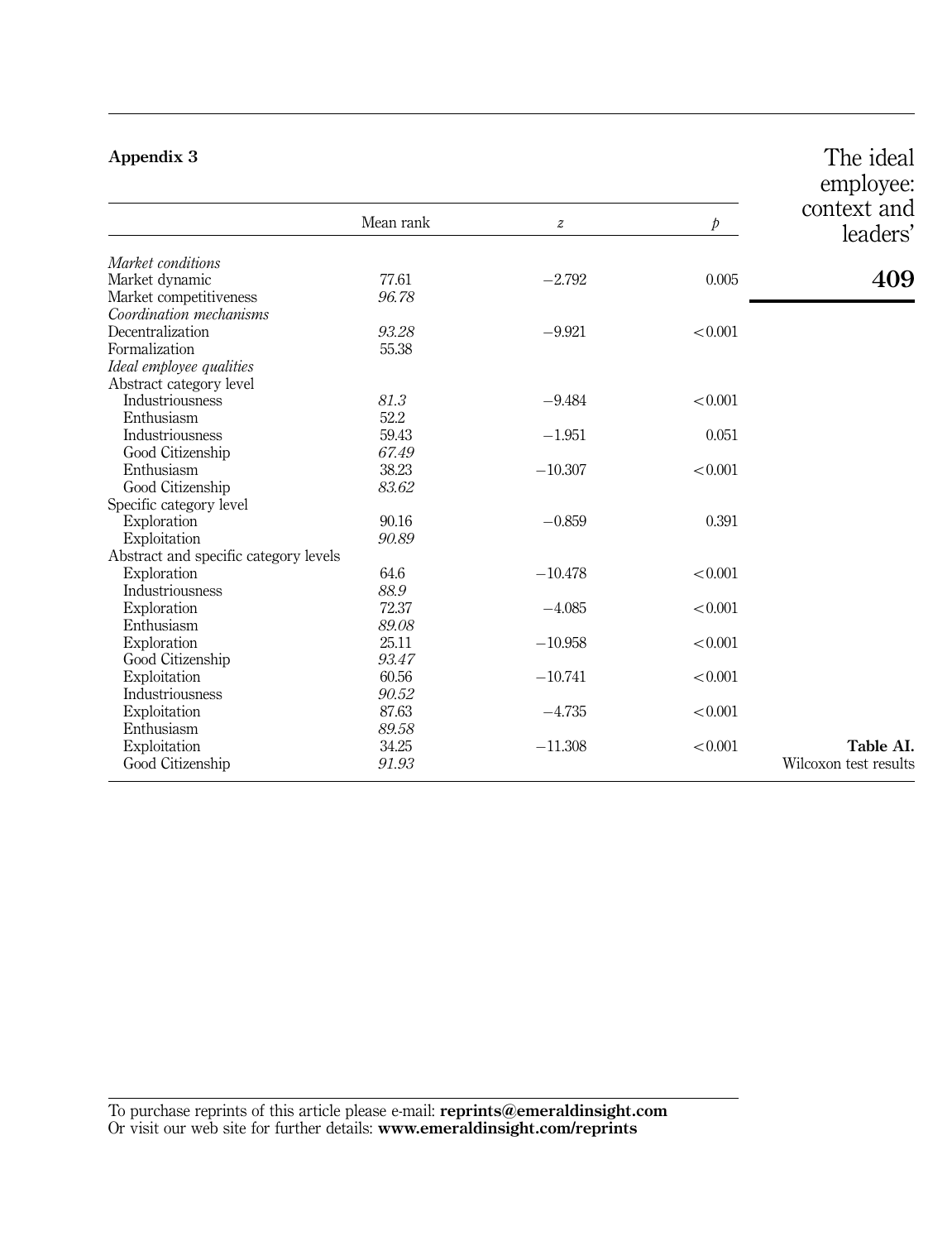## Appendix 3

**Table AI.** Wilcoxon test results

| | Mean rank | $z$ | $p$ |
|---|---|---|---|
| *Market conditions* | | | |
| Market dynamic | 77.61 | −2.792 | 0.005 |
| Market competitiveness | *96.78* | | |
| *Coordination mechanisms* | | | |
| Decentralization | *93.28* | −9.921 | < 0.001 |
| Formalization | 55.38 | | |
| *Ideal employee qualities* | | | |
| Abstract category level | | | |
| Industriousness | *81.3* | −9.484 | < 0.001 |
| Enthusiasm | 52.2 | | |
| Industriousness | 59.43 | −1.951 | 0.051 |
| Good Citizenship | *67.49* | | |
| Enthusiasm | 38.23 | −10.307 | < 0.001 |
| Good Citizenship | *83.62* | | |
| Specific category level | | | |
| Exploration | 90.16 | −0.859 | 0.391 |
| Exploitation | *90.89* | | |
| Abstract and specific category levels | | | |
| Exploration | 64.6 | −10.478 | < 0.001 |
| Industriousness | *88.9* | | |
| Exploration | 72.37 | −4.085 | < 0.001 |
| Enthusiasm | *89.08* | | |
| Exploration | 25.11 | −10.958 | < 0.001 |
| Good Citizenship | *93.47* | | |
| Exploitation | 60.56 | −10.741 | < 0.001 |
| Industriousness | *90.52* | | |
| Exploitation | 87.63 | −4.735 | < 0.001 |
| Enthusiasm | *89.58* | | |
| Exploitation | 34.25 | −11.308 | < 0.001 |
| Good Citizenship | *91.93* | | |

To purchase reprints of this article please e-mail: **reprints@emeraldinsight.com**
Or visit our web site for further details: **www.emeraldinsight.com/reprints**